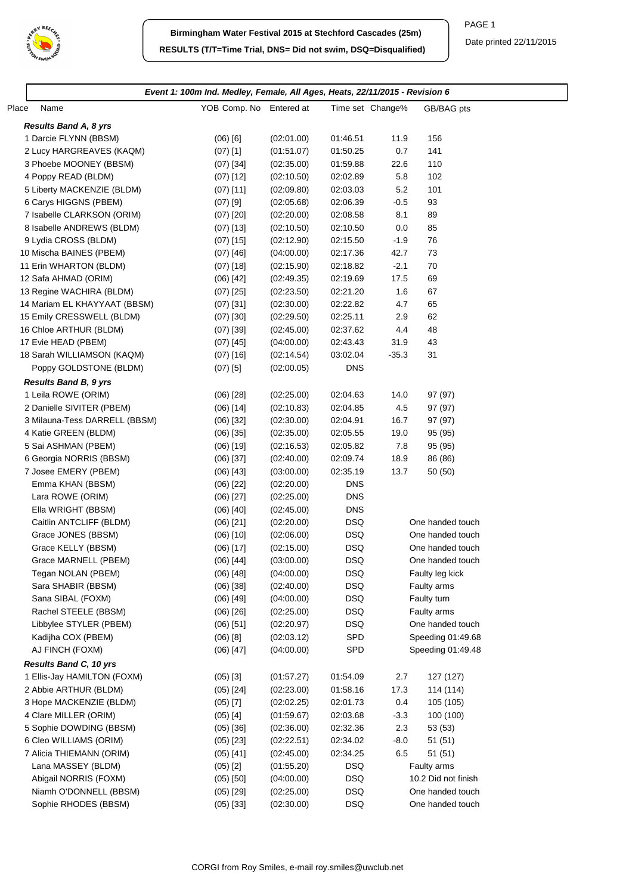# Birmingham Water Festival 2015 at Stechford Cascades (25m)

**RESULTS (T/T=Time Trial, DNS= Did not swim, DSQ=Disqualified)**

Date printed 22/11/2015

### *Event 1: 100m Ind. Medley, Female, All Ages, Heats, 22/11/2015 - Revision 6*

| Place | Name | YOB | Comp. No | Entered at | Time set | Change% | GB/BAG pts |
|---|---|---|---|---|---|---|---|
| ***Results Band A, 8 yrs*** | | | | | | | |
| 1 | Darcie FLYNN (BBSM) | (06) | [6] | (02:01.00) | 01:46.51 | 11.9 | 156 |
| 2 | Lucy HARGREAVES (KAQM) | (07) | [1] | (01:51.07) | 01:50.25 | 0.7 | 141 |
| 3 | Phoebe MOONEY (BBSM) | (07) | [34] | (02:35.00) | 01:59.88 | 22.6 | 110 |
| 4 | Poppy READ (BLDM) | (07) | [12] | (02:10.50) | 02:02.89 | 5.8 | 102 |
| 5 | Liberty MACKENZIE (BLDM) | (07) | [11] | (02:09.80) | 02:03.03 | 5.2 | 101 |
| 6 | Carys HIGGNS (PBEM) | (07) | [9] | (02:05.68) | 02:06.39 | -0.5 | 93 |
| 7 | Isabelle CLARKSON (ORIM) | (07) | [20] | (02:20.00) | 02:08.58 | 8.1 | 89 |
| 8 | Isabelle ANDREWS (BLDM) | (07) | [13] | (02:10.50) | 02:10.50 | 0.0 | 85 |
| 9 | Lydia CROSS (BLDM) | (07) | [15] | (02:12.90) | 02:15.50 | -1.9 | 76 |
| 10 | Mischa BAINES (PBEM) | (07) | [46] | (04:00.00) | 02:17.36 | 42.7 | 73 |
| 11 | Erin WHARTON (BLDM) | (07) | [18] | (02:15.90) | 02:18.82 | -2.1 | 70 |
| 12 | Safa AHMAD (ORIM) | (06) | [42] | (02:49.35) | 02:19.69 | 17.5 | 69 |
| 13 | Regine WACHIRA (BLDM) | (07) | [25] | (02:23.50) | 02:21.20 | 1.6 | 67 |
| 14 | Mariam EL KHAYYAAT (BBSM) | (07) | [31] | (02:30.00) | 02:22.82 | 4.7 | 65 |
| 15 | Emily CRESSWELL (BLDM) | (07) | [30] | (02:29.50) | 02:25.11 | 2.9 | 62 |
| 16 | Chloe ARTHUR (BLDM) | (07) | [39] | (02:45.00) | 02:37.62 | 4.4 | 48 |
| 17 | Evie HEAD (PBEM) | (07) | [45] | (04:00.00) | 02:43.43 | 31.9 | 43 |
| 18 | Sarah WILLIAMSON (KAQM) | (07) | [16] | (02:14.54) | 03:02.04 | -35.3 | 31 |
| | Poppy GOLDSTONE (BLDM) | (07) | [5] | (02:00.05) | DNS | | |
| ***Results Band B, 9 yrs*** | | | | | | | |
| 1 | Leila ROWE (ORIM) | (06) | [28] | (02:25.00) | 02:04.63 | 14.0 | 97 (97) |
| 2 | Danielle SIVITER (PBEM) | (06) | [14] | (02:10.83) | 02:04.85 | 4.5 | 97 (97) |
| 3 | Milauna-Tess DARRELL (BBSM) | (06) | [32] | (02:30.00) | 02:04.91 | 16.7 | 97 (97) |
| 4 | Katie GREEN (BLDM) | (06) | [35] | (02:35.00) | 02:05.55 | 19.0 | 95 (95) |
| 5 | Sai ASHMAN (PBEM) | (06) | [19] | (02:16.53) | 02:05.82 | 7.8 | 95 (95) |
| 6 | Georgia NORRIS (BBSM) | (06) | [37] | (02:40.00) | 02:09.74 | 18.9 | 86 (86) |
| 7 | Josee EMERY (PBEM) | (06) | [43] | (03:00.00) | 02:35.19 | 13.7 | 50 (50) |
| | Emma KHAN (BBSM) | (06) | [22] | (02:20.00) | DNS | | |
| | Lara ROWE (ORIM) | (06) | [27] | (02:25.00) | DNS | | |
| | Ella WRIGHT (BBSM) | (06) | [40] | (02:45.00) | DNS | | |
| | Caitlin ANTCLIFF (BLDM) | (06) | [21] | (02:20.00) | DSQ | | One handed touch |
| | Grace JONES (BBSM) | (06) | [10] | (02:06.00) | DSQ | | One handed touch |
| | Grace KELLY (BBSM) | (06) | [17] | (02:15.00) | DSQ | | One handed touch |
| | Grace MARNELL (PBEM) | (06) | [44] | (03:00.00) | DSQ | | One handed touch |
| | Tegan NOLAN (PBEM) | (06) | [48] | (04:00.00) | DSQ | | Faulty leg kick |
| | Sara SHABIR (BBSM) | (06) | [38] | (02:40.00) | DSQ | | Faulty arms |
| | Sana SIBAL (FOXM) | (06) | [49] | (04:00.00) | DSQ | | Faulty turn |
| | Rachel STEELE (BBSM) | (06) | [26] | (02:25.00) | DSQ | | Faulty arms |
| | Libbylee STYLER (PBEM) | (06) | [51] | (02:20.97) | DSQ | | One handed touch |
| | Kadijha COX (PBEM) | (06) | [8] | (02:03.12) | SPD | | Speeding 01:49.68 |
| | AJ FINCH (FOXM) | (06) | [47] | (04:00.00) | SPD | | Speeding 01:49.48 |
| ***Results Band C, 10 yrs*** | | | | | | | |
| 1 | Ellis-Jay HAMILTON (FOXM) | (05) | [3] | (01:57.27) | 01:54.09 | 2.7 | 127 (127) |
| 2 | Abbie ARTHUR (BLDM) | (05) | [24] | (02:23.00) | 01:58.16 | 17.3 | 114 (114) |
| 3 | Hope MACKENZIE (BLDM) | (05) | [7] | (02:02.25) | 02:01.73 | 0.4 | 105 (105) |
| 4 | Clare MILLER (ORIM) | (05) | [4] | (01:59.67) | 02:03.68 | -3.3 | 100 (100) |
| 5 | Sophie DOWDING (BBSM) | (05) | [36] | (02:36.00) | 02:32.36 | 2.3 | 53 (53) |
| 6 | Cleo WILLIAMS (ORIM) | (05) | [23] | (02:22.51) | 02:34.02 | -8.0 | 51 (51) |
| 7 | Alicia THIEMANN (ORIM) | (05) | [41] | (02:45.00) | 02:34.25 | 6.5 | 51 (51) |
| | Lana MASSEY (BLDM) | (05) | [2] | (01:55.20) | DSQ | | Faulty arms |
| | Abigail NORRIS (FOXM) | (05) | [50] | (04:00.00) | DSQ | | 10.2 Did not finish |
| | Niamh O'DONNELL (BBSM) | (05) | [29] | (02:25.00) | DSQ | | One handed touch |
| | Sophie RHODES (BBSM) | (05) | [33] | (02:30.00) | DSQ | | One handed touch |

CORGI from Roy Smiles, e-mail roy.smiles@uwclub.net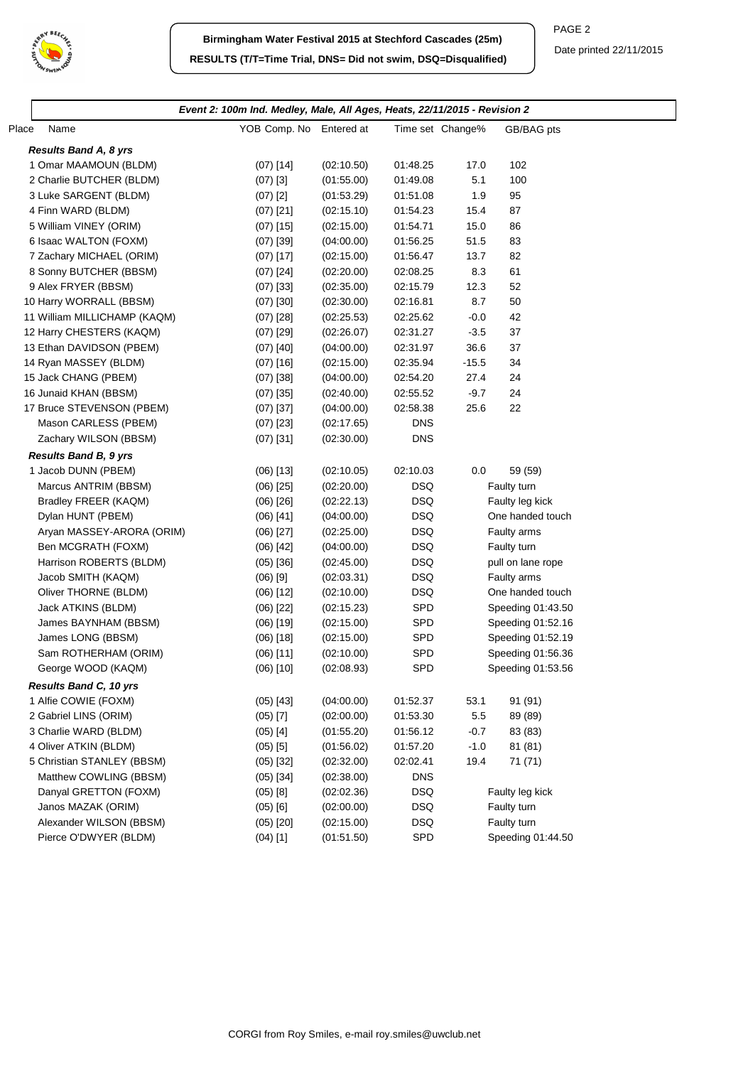**Birmingham Water Festival 2015 at Stechford Cascades (25m)**

**RESULTS (T/T=Time Trial, DNS= Did not swim, DSQ=Disqualified)**

Date printed 22/11/2015

### *Event 2: 100m Ind. Medley, Male, All Ages, Heats, 22/11/2015 - Revision 2*

| Place | Name | YOB | Comp. No | Entered at | Time set | Change% | GB/BAG pts |
|---|---|---|---|---|---|---|---|
| ***Results Band A, 8 yrs*** | | | | | | | |
| 1 | Omar MAAMOUN (BLDM) | (07) | [14] | (02:10.50) | 01:48.25 | 17.0 | 102 |
| 2 | Charlie BUTCHER (BLDM) | (07) | [3] | (01:55.00) | 01:49.08 | 5.1 | 100 |
| 3 | Luke SARGENT (BLDM) | (07) | [2] | (01:53.29) | 01:51.08 | 1.9 | 95 |
| 4 | Finn WARD (BLDM) | (07) | [21] | (02:15.10) | 01:54.23 | 15.4 | 87 |
| 5 | William VINEY (ORIM) | (07) | [15] | (02:15.00) | 01:54.71 | 15.0 | 86 |
| 6 | Isaac WALTON (FOXM) | (07) | [39] | (04:00.00) | 01:56.25 | 51.5 | 83 |
| 7 | Zachary MICHAEL (ORIM) | (07) | [17] | (02:15.00) | 01:56.47 | 13.7 | 82 |
| 8 | Sonny BUTCHER (BBSM) | (07) | [24] | (02:20.00) | 02:08.25 | 8.3 | 61 |
| 9 | Alex FRYER (BBSM) | (07) | [33] | (02:35.00) | 02:15.79 | 12.3 | 52 |
| 10 | Harry WORRALL (BBSM) | (07) | [30] | (02:30.00) | 02:16.81 | 8.7 | 50 |
| 11 | William MILLICHAMP (KAQM) | (07) | [28] | (02:25.53) | 02:25.62 | -0.0 | 42 |
| 12 | Harry CHESTERS (KAQM) | (07) | [29] | (02:26.07) | 02:31.27 | -3.5 | 37 |
| 13 | Ethan DAVIDSON (PBEM) | (07) | [40] | (04:00.00) | 02:31.97 | 36.6 | 37 |
| 14 | Ryan MASSEY (BLDM) | (07) | [16] | (02:15.00) | 02:35.94 | -15.5 | 34 |
| 15 | Jack CHANG (PBEM) | (07) | [38] | (04:00.00) | 02:54.20 | 27.4 | 24 |
| 16 | Junaid KHAN (BBSM) | (07) | [35] | (02:40.00) | 02:55.52 | -9.7 | 24 |
| 17 | Bruce STEVENSON (PBEM) | (07) | [37] | (04:00.00) | 02:58.38 | 25.6 | 22 |
| | Mason CARLESS (PBEM) | (07) | [23] | (02:17.65) | DNS | | |
| | Zachary WILSON (BBSM) | (07) | [31] | (02:30.00) | DNS | | |
| ***Results Band B, 9 yrs*** | | | | | | | |
| 1 | Jacob DUNN (PBEM) | (06) | [13] | (02:10.05) | 02:10.03 | 0.0 | 59 (59) |
| | Marcus ANTRIM (BBSM) | (06) | [25] | (02:20.00) | DSQ | | Faulty turn |
| | Bradley FREER (KAQM) | (06) | [26] | (02:22.13) | DSQ | | Faulty leg kick |
| | Dylan HUNT (PBEM) | (06) | [41] | (04:00.00) | DSQ | | One handed touch |
| | Aryan MASSEY-ARORA (ORIM) | (06) | [27] | (02:25.00) | DSQ | | Faulty arms |
| | Ben MCGRATH (FOXM) | (06) | [42] | (04:00.00) | DSQ | | Faulty turn |
| | Harrison ROBERTS (BLDM) | (05) | [36] | (02:45.00) | DSQ | | pull on lane rope |
| | Jacob SMITH (KAQM) | (06) | [9] | (02:03.31) | DSQ | | Faulty arms |
| | Oliver THORNE (BLDM) | (06) | [12] | (02:10.00) | DSQ | | One handed touch |
| | Jack ATKINS (BLDM) | (06) | [22] | (02:15.23) | SPD | | Speeding 01:43.50 |
| | James BAYNHAM (BBSM) | (06) | [19] | (02:15.00) | SPD | | Speeding 01:52.16 |
| | James LONG (BBSM) | (06) | [18] | (02:15.00) | SPD | | Speeding 01:52.19 |
| | Sam ROTHERHAM (ORIM) | (06) | [11] | (02:10.00) | SPD | | Speeding 01:56.36 |
| | George WOOD (KAQM) | (06) | [10] | (02:08.93) | SPD | | Speeding 01:53.56 |
| ***Results Band C, 10 yrs*** | | | | | | | |
| 1 | Alfie COWIE (FOXM) | (05) | [43] | (04:00.00) | 01:52.37 | 53.1 | 91 (91) |
| 2 | Gabriel LINS (ORIM) | (05) | [7] | (02:00.00) | 01:53.30 | 5.5 | 89 (89) |
| 3 | Charlie WARD (BLDM) | (05) | [4] | (01:55.20) | 01:56.12 | -0.7 | 83 (83) |
| 4 | Oliver ATKIN (BLDM) | (05) | [5] | (01:56.02) | 01:57.20 | -1.0 | 81 (81) |
| 5 | Christian STANLEY (BBSM) | (05) | [32] | (02:32.00) | 02:02.41 | 19.4 | 71 (71) |
| | Matthew COWLING (BBSM) | (05) | [34] | (02:38.00) | DNS | | |
| | Danyal GRETTON (FOXM) | (05) | [8] | (02:02.36) | DSQ | | Faulty leg kick |
| | Janos MAZAK (ORIM) | (05) | [6] | (02:00.00) | DSQ | | Faulty turn |
| | Alexander WILSON (BBSM) | (05) | [20] | (02:15.00) | DSQ | | Faulty turn |
| | Pierce O'DWYER (BLDM) | (04) | [1] | (01:51.50) | SPD | | Speeding 01:44.50 |

CORGI from Roy Smiles, e-mail roy.smiles@uwclub.net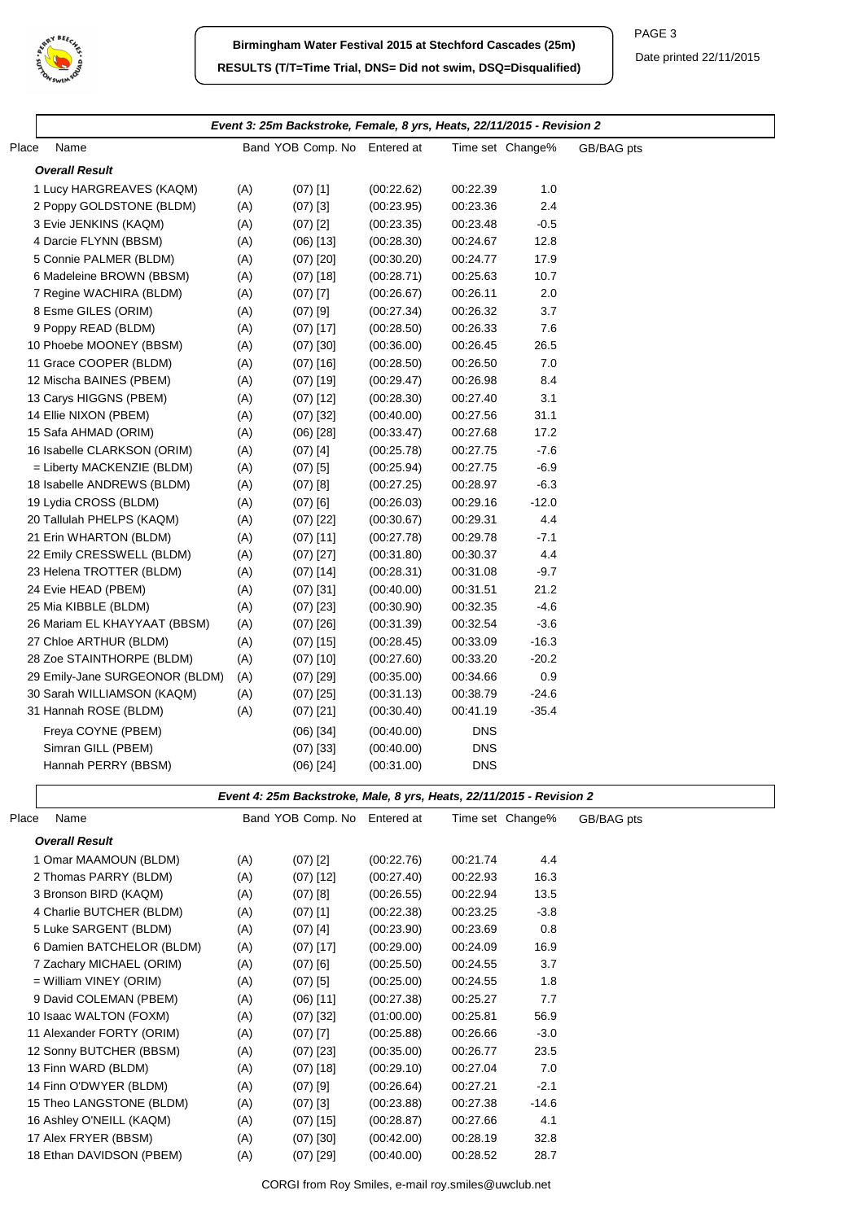# Birmingham Water Festival 2015 at Stechford Cascades (25m)

**RESULTS (T/T=Time Trial, DNS= Did not swim, DSQ=Disqualified)**

Date printed 22/11/2015

### Event 3: 25m Backstroke, Female, 8 yrs, Heats, 22/11/2015 - Revision 2

**Overall Result**

| Place | Name | Band | YOB Comp. No | Entered at | Time set | Change% | GB/BAG pts |
|---|---|---|---|---|---|---|---|
| 1 | Lucy HARGREAVES (KAQM) | (A) | (07) [1] | (00:22.62) | 00:22.39 | 1.0 | |
| 2 | Poppy GOLDSTONE (BLDM) | (A) | (07) [3] | (00:23.95) | 00:23.36 | 2.4 | |
| 3 | Evie JENKINS (KAQM) | (A) | (07) [2] | (00:23.35) | 00:23.48 | -0.5 | |
| 4 | Darcie FLYNN (BBSM) | (A) | (06) [13] | (00:28.30) | 00:24.67 | 12.8 | |
| 5 | Connie PALMER (BLDM) | (A) | (07) [20] | (00:30.20) | 00:24.77 | 17.9 | |
| 6 | Madeleine BROWN (BBSM) | (A) | (07) [18] | (00:28.71) | 00:25.63 | 10.7 | |
| 7 | Regine WACHIRA (BLDM) | (A) | (07) [7] | (00:26.67) | 00:26.11 | 2.0 | |
| 8 | Esme GILES (ORIM) | (A) | (07) [9] | (00:27.34) | 00:26.32 | 3.7 | |
| 9 | Poppy READ (BLDM) | (A) | (07) [17] | (00:28.50) | 00:26.33 | 7.6 | |
| 10 | Phoebe MOONEY (BBSM) | (A) | (07) [30] | (00:36.00) | 00:26.45 | 26.5 | |
| 11 | Grace COOPER (BLDM) | (A) | (07) [16] | (00:28.50) | 00:26.50 | 7.0 | |
| 12 | Mischa BAINES (PBEM) | (A) | (07) [19] | (00:29.47) | 00:26.98 | 8.4 | |
| 13 | Carys HIGGNS (PBEM) | (A) | (07) [12] | (00:28.30) | 00:27.40 | 3.1 | |
| 14 | Ellie NIXON (PBEM) | (A) | (07) [32] | (00:40.00) | 00:27.56 | 31.1 | |
| 15 | Safa AHMAD (ORIM) | (A) | (06) [28] | (00:33.47) | 00:27.68 | 17.2 | |
| 16 | Isabelle CLARKSON (ORIM) | (A) | (07) [4] | (00:25.78) | 00:27.75 | -7.6 | |
| = | Liberty MACKENZIE (BLDM) | (A) | (07) [5] | (00:25.94) | 00:27.75 | -6.9 | |
| 18 | Isabelle ANDREWS (BLDM) | (A) | (07) [8] | (00:27.25) | 00:28.97 | -6.3 | |
| 19 | Lydia CROSS (BLDM) | (A) | (07) [6] | (00:26.03) | 00:29.16 | -12.0 | |
| 20 | Tallulah PHELPS (KAQM) | (A) | (07) [22] | (00:30.67) | 00:29.31 | 4.4 | |
| 21 | Erin WHARTON (BLDM) | (A) | (07) [11] | (00:27.78) | 00:29.78 | -7.1 | |
| 22 | Emily CRESSWELL (BLDM) | (A) | (07) [27] | (00:31.80) | 00:30.37 | 4.4 | |
| 23 | Helena TROTTER (BLDM) | (A) | (07) [14] | (00:28.31) | 00:31.08 | -9.7 | |
| 24 | Evie HEAD (PBEM) | (A) | (07) [31] | (00:40.00) | 00:31.51 | 21.2 | |
| 25 | Mia KIBBLE (BLDM) | (A) | (07) [23] | (00:30.90) | 00:32.35 | -4.6 | |
| 26 | Mariam EL KHAYYAAT (BBSM) | (A) | (07) [26] | (00:31.39) | 00:32.54 | -3.6 | |
| 27 | Chloe ARTHUR (BLDM) | (A) | (07) [15] | (00:28.45) | 00:33.09 | -16.3 | |
| 28 | Zoe STAINTHORPE (BLDM) | (A) | (07) [10] | (00:27.60) | 00:33.20 | -20.2 | |
| 29 | Emily-Jane SURGEONOR (BLDM) | (A) | (07) [29] | (00:35.00) | 00:34.66 | 0.9 | |
| 30 | Sarah WILLIAMSON (KAQM) | (A) | (07) [25] | (00:31.13) | 00:38.79 | -24.6 | |
| 31 | Hannah ROSE (BLDM) | (A) | (07) [21] | (00:30.40) | 00:41.19 | -35.4 | |
| | Freya COYNE (PBEM) | | (06) [34] | (00:40.00) | DNS | | |
| | Simran GILL (PBEM) | | (07) [33] | (00:40.00) | DNS | | |
| | Hannah PERRY (BBSM) | | (06) [24] | (00:31.00) | DNS | | |

### Event 4: 25m Backstroke, Male, 8 yrs, Heats, 22/11/2015 - Revision 2

**Overall Result**

| Place | Name | Band | YOB Comp. No | Entered at | Time set | Change% | GB/BAG pts |
|---|---|---|---|---|---|---|---|
| 1 | Omar MAAMOUN (BLDM) | (A) | (07) [2] | (00:22.76) | 00:21.74 | 4.4 | |
| 2 | Thomas PARRY (BLDM) | (A) | (07) [12] | (00:27.40) | 00:22.93 | 16.3 | |
| 3 | Bronson BIRD (KAQM) | (A) | (07) [8] | (00:26.55) | 00:22.94 | 13.5 | |
| 4 | Charlie BUTCHER (BLDM) | (A) | (07) [1] | (00:22.38) | 00:23.25 | -3.8 | |
| 5 | Luke SARGENT (BLDM) | (A) | (07) [4] | (00:23.90) | 00:23.69 | 0.8 | |
| 6 | Damien BATCHELOR (BLDM) | (A) | (07) [17] | (00:29.00) | 00:24.09 | 16.9 | |
| 7 | Zachary MICHAEL (ORIM) | (A) | (07) [6] | (00:25.50) | 00:24.55 | 3.7 | |
| = | William VINEY (ORIM) | (A) | (07) [5] | (00:25.00) | 00:24.55 | 1.8 | |
| 9 | David COLEMAN (PBEM) | (A) | (06) [11] | (00:27.38) | 00:25.27 | 7.7 | |
| 10 | Isaac WALTON (FOXM) | (A) | (07) [32] | (01:00.00) | 00:25.81 | 56.9 | |
| 11 | Alexander FORTY (ORIM) | (A) | (07) [7] | (00:25.88) | 00:26.66 | -3.0 | |
| 12 | Sonny BUTCHER (BBSM) | (A) | (07) [23] | (00:35.00) | 00:26.77 | 23.5 | |
| 13 | Finn WARD (BLDM) | (A) | (07) [18] | (00:29.10) | 00:27.04 | 7.0 | |
| 14 | Finn O'DWYER (BLDM) | (A) | (07) [9] | (00:26.64) | 00:27.21 | -2.1 | |
| 15 | Theo LANGSTONE (BLDM) | (A) | (07) [3] | (00:23.88) | 00:27.38 | -14.6 | |
| 16 | Ashley O'NEILL (KAQM) | (A) | (07) [15] | (00:28.87) | 00:27.66 | 4.1 | |
| 17 | Alex FRYER (BBSM) | (A) | (07) [30] | (00:42.00) | 00:28.19 | 32.8 | |
| 18 | Ethan DAVIDSON (PBEM) | (A) | (07) [29] | (00:40.00) | 00:28.52 | 28.7 | |

CORGI from Roy Smiles, e-mail roy.smiles@uwclub.net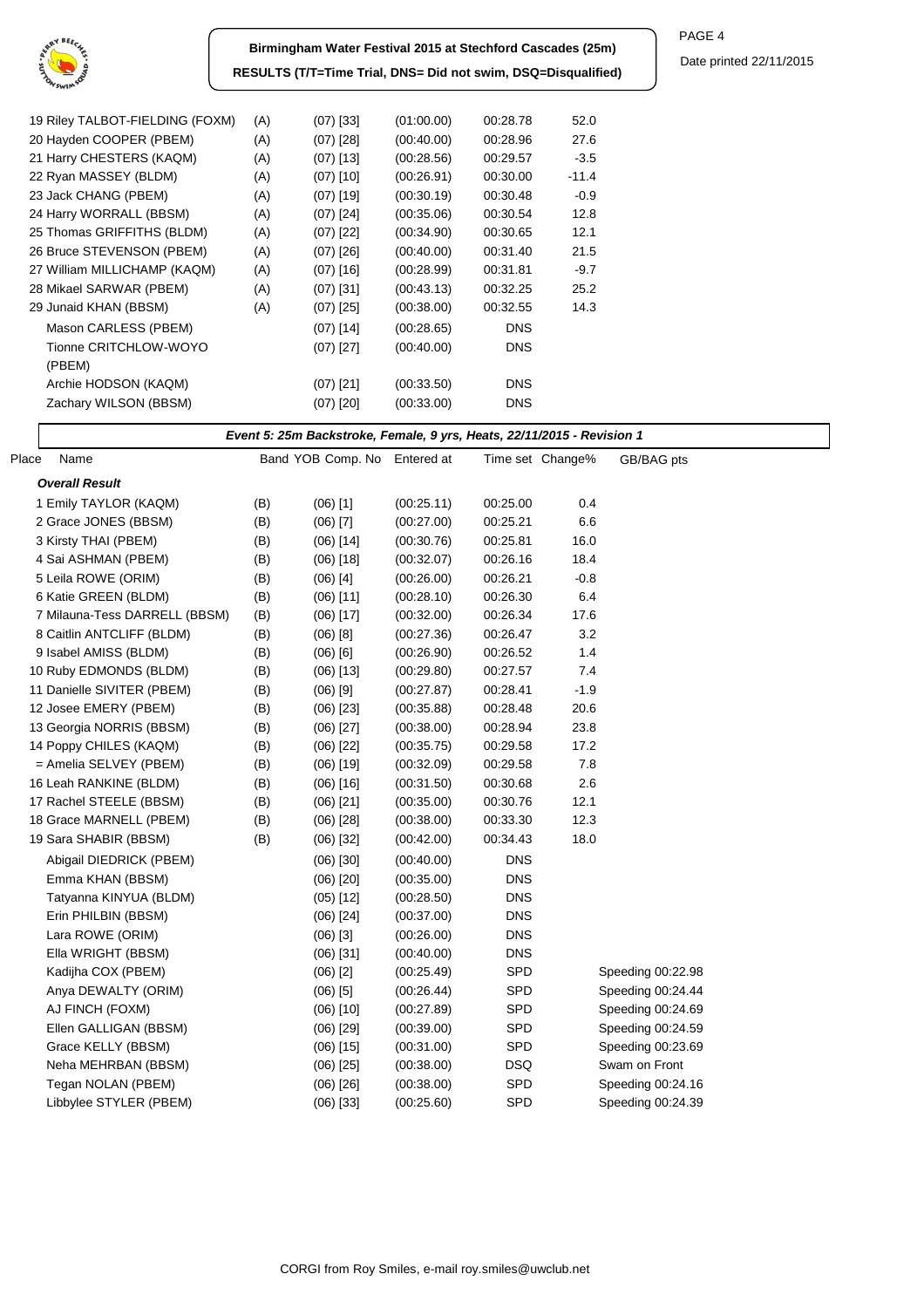| Place / Name | Band | YOB Comp. No | Entered at | Time set | Change% | GB/BAG pts |
|---|---|---|---|---|---|---|
| 19 Riley TALBOT-FIELDING (FOXM) | (A) | (07) [33] | (01:00.00) | 00:28.78 | 52.0 | |
| 20 Hayden COOPER (PBEM) | (A) | (07) [28] | (00:40.00) | 00:28.96 | 27.6 | |
| 21 Harry CHESTERS (KAQM) | (A) | (07) [13] | (00:28.56) | 00:29.57 | -3.5 | |
| 22 Ryan MASSEY (BLDM) | (A) | (07) [10] | (00:26.91) | 00:30.00 | -11.4 | |
| 23 Jack CHANG (PBEM) | (A) | (07) [19] | (00:30.19) | 00:30.48 | -0.9 | |
| 24 Harry WORRALL (BBSM) | (A) | (07) [24] | (00:35.06) | 00:30.54 | 12.8 | |
| 25 Thomas GRIFFITHS (BLDM) | (A) | (07) [22] | (00:34.90) | 00:30.65 | 12.1 | |
| 26 Bruce STEVENSON (PBEM) | (A) | (07) [26] | (00:40.00) | 00:31.40 | 21.5 | |
| 27 William MILLICHAMP (KAQM) | (A) | (07) [16] | (00:28.99) | 00:31.81 | -9.7 | |
| 28 Mikael SARWAR (PBEM) | (A) | (07) [31] | (00:43.13) | 00:32.25 | 25.2 | |
| 29 Junaid KHAN (BBSM) | (A) | (07) [25] | (00:38.00) | 00:32.55 | 14.3 | |
| Mason CARLESS (PBEM) | | (07) [14] | (00:28.65) | DNS | | |
| Tionne CRITCHLOW-WOYO (PBEM) | | (07) [27] | (00:40.00) | DNS | | |
| Archie HODSON (KAQM) | | (07) [21] | (00:33.50) | DNS | | |
| Zachary WILSON (BBSM) | | (07) [20] | (00:33.00) | DNS | | |

### *Event 5: 25m Backstroke, Female, 9 yrs, Heats, 22/11/2015 - Revision 1*

| Place Name | Band | YOB Comp. No | Entered at | Time set | Change% | GB/BAG pts |
|---|---|---|---|---|---|---|
| ***Overall Result*** | | | | | | |
| 1 Emily TAYLOR (KAQM) | (B) | (06) [1] | (00:25.11) | 00:25.00 | 0.4 | |
| 2 Grace JONES (BBSM) | (B) | (06) [7] | (00:27.00) | 00:25.21 | 6.6 | |
| 3 Kirsty THAI (PBEM) | (B) | (06) [14] | (00:30.76) | 00:25.81 | 16.0 | |
| 4 Sai ASHMAN (PBEM) | (B) | (06) [18] | (00:32.07) | 00:26.16 | 18.4 | |
| 5 Leila ROWE (ORIM) | (B) | (06) [4] | (00:26.00) | 00:26.21 | -0.8 | |
| 6 Katie GREEN (BLDM) | (B) | (06) [11] | (00:28.10) | 00:26.30 | 6.4 | |
| 7 Milauna-Tess DARRELL (BBSM) | (B) | (06) [17] | (00:32.00) | 00:26.34 | 17.6 | |
| 8 Caitlin ANTCLIFF (BLDM) | (B) | (06) [8] | (00:27.36) | 00:26.47 | 3.2 | |
| 9 Isabel AMISS (BLDM) | (B) | (06) [6] | (00:26.90) | 00:26.52 | 1.4 | |
| 10 Ruby EDMONDS (BLDM) | (B) | (06) [13] | (00:29.80) | 00:27.57 | 7.4 | |
| 11 Danielle SIVITER (PBEM) | (B) | (06) [9] | (00:27.87) | 00:28.41 | -1.9 | |
| 12 Josee EMERY (PBEM) | (B) | (06) [23] | (00:35.88) | 00:28.48 | 20.6 | |
| 13 Georgia NORRIS (BBSM) | (B) | (06) [27] | (00:38.00) | 00:28.94 | 23.8 | |
| 14 Poppy CHILES (KAQM) | (B) | (06) [22] | (00:35.75) | 00:29.58 | 17.2 | |
| = Amelia SELVEY (PBEM) | (B) | (06) [19] | (00:32.09) | 00:29.58 | 7.8 | |
| 16 Leah RANKINE (BLDM) | (B) | (06) [16] | (00:31.50) | 00:30.68 | 2.6 | |
| 17 Rachel STEELE (BBSM) | (B) | (06) [21] | (00:35.00) | 00:30.76 | 12.1 | |
| 18 Grace MARNELL (PBEM) | (B) | (06) [28] | (00:38.00) | 00:33.30 | 12.3 | |
| 19 Sara SHABIR (BBSM) | (B) | (06) [32] | (00:42.00) | 00:34.43 | 18.0 | |
| Abigail DIEDRICK (PBEM) | | (06) [30] | (00:40.00) | DNS | | |
| Emma KHAN (BBSM) | | (06) [20] | (00:35.00) | DNS | | |
| Tatyanna KINYUA (BLDM) | | (05) [12] | (00:28.50) | DNS | | |
| Erin PHILBIN (BBSM) | | (06) [24] | (00:37.00) | DNS | | |
| Lara ROWE (ORIM) | | (06) [3] | (00:26.00) | DNS | | |
| Ella WRIGHT (BBSM) | | (06) [31] | (00:40.00) | DNS | | |
| Kadijha COX (PBEM) | | (06) [2] | (00:25.49) | SPD | | Speeding 00:22.98 |
| Anya DEWALTY (ORIM) | | (06) [5] | (00:26.44) | SPD | | Speeding 00:24.44 |
| AJ FINCH (FOXM) | | (06) [10] | (00:27.89) | SPD | | Speeding 00:24.69 |
| Ellen GALLIGAN (BBSM) | | (06) [29] | (00:39.00) | SPD | | Speeding 00:24.59 |
| Grace KELLY (BBSM) | | (06) [15] | (00:31.00) | SPD | | Speeding 00:23.69 |
| Neha MEHRBAN (BBSM) | | (06) [25] | (00:38.00) | DSQ | | Swam on Front |
| Tegan NOLAN (PBEM) | | (06) [26] | (00:38.00) | SPD | | Speeding 00:24.16 |
| Libbylee STYLER (PBEM) | | (06) [33] | (00:25.60) | SPD | | Speeding 00:24.39 |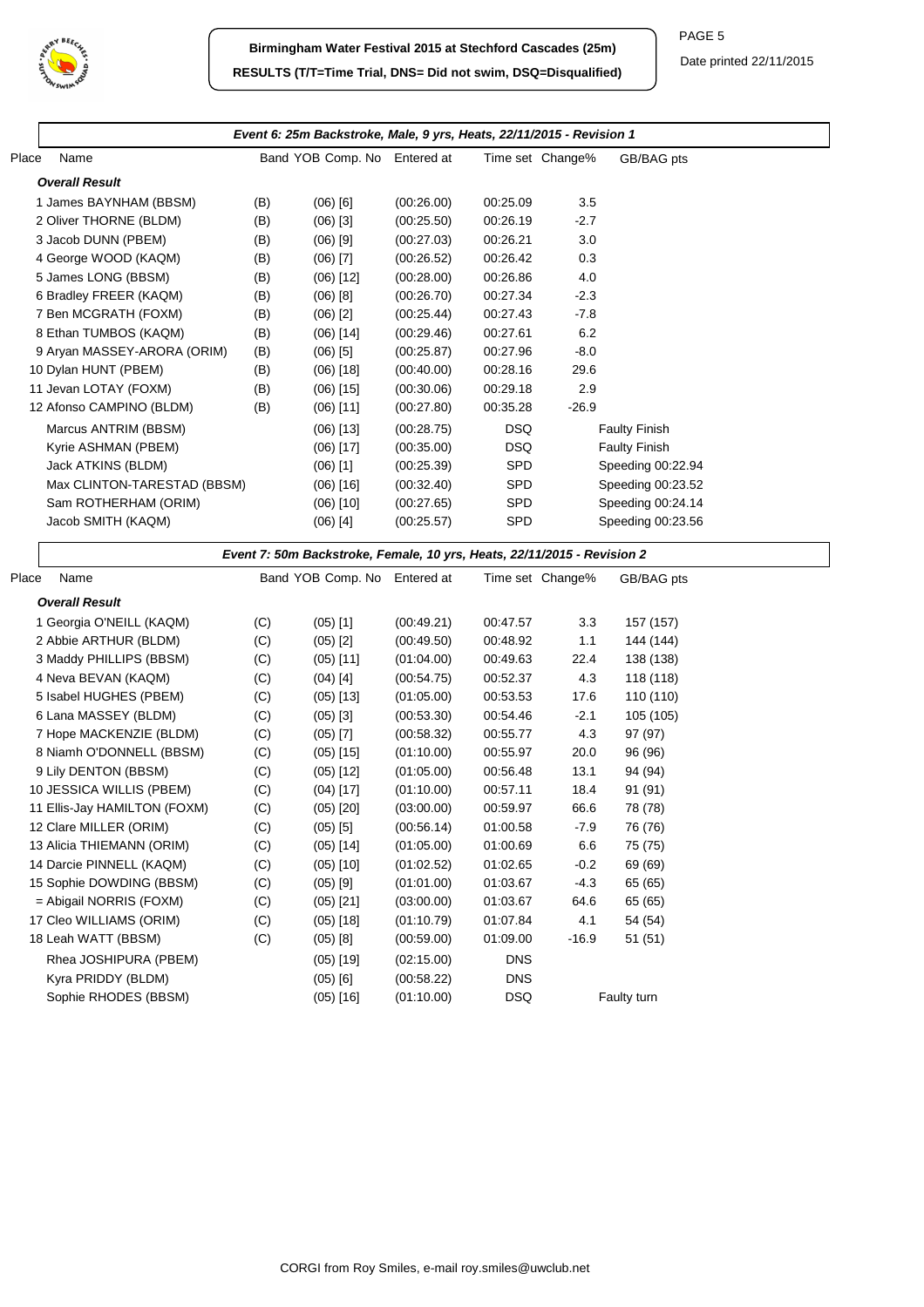# Birmingham Water Festival 2015 at Stechford Cascades (25m)

**RESULTS (T/T=Time Trial, DNS= Did not swim, DSQ=Disqualified)**

Date printed 22/11/2015

## Event 6: 25m Backstroke, Male, 9 yrs, Heats, 22/11/2015 - Revision 1

| Place | Name | Band | YOB Comp. No | Entered at | Time set | Change% | GB/BAG pts |
|---|---|---|---|---|---|---|---|
| | ***Overall Result*** | | | | | | |
| 1 | James BAYNHAM (BBSM) | (B) | (06) [6] | (00:26.00) | 00:25.09 | 3.5 | |
| 2 | Oliver THORNE (BLDM) | (B) | (06) [3] | (00:25.50) | 00:26.19 | -2.7 | |
| 3 | Jacob DUNN (PBEM) | (B) | (06) [9] | (00:27.03) | 00:26.21 | 3.0 | |
| 4 | George WOOD (KAQM) | (B) | (06) [7] | (00:26.52) | 00:26.42 | 0.3 | |
| 5 | James LONG (BBSM) | (B) | (06) [12] | (00:28.00) | 00:26.86 | 4.0 | |
| 6 | Bradley FREER (KAQM) | (B) | (06) [8] | (00:26.70) | 00:27.34 | -2.3 | |
| 7 | Ben MCGRATH (FOXM) | (B) | (06) [2] | (00:25.44) | 00:27.43 | -7.8 | |
| 8 | Ethan TUMBOS (KAQM) | (B) | (06) [14] | (00:29.46) | 00:27.61 | 6.2 | |
| 9 | Aryan MASSEY-ARORA (ORIM) | (B) | (06) [5] | (00:25.87) | 00:27.96 | -8.0 | |
| 10 | Dylan HUNT (PBEM) | (B) | (06) [18] | (00:40.00) | 00:28.16 | 29.6 | |
| 11 | Jevan LOTAY (FOXM) | (B) | (06) [15] | (00:30.06) | 00:29.18 | 2.9 | |
| 12 | Afonso CAMPINO (BLDM) | (B) | (06) [11] | (00:27.80) | 00:35.28 | -26.9 | |
| | Marcus ANTRIM (BBSM) | | (06) [13] | (00:28.75) | DSQ | | Faulty Finish |
| | Kyrie ASHMAN (PBEM) | | (06) [17] | (00:35.00) | DSQ | | Faulty Finish |
| | Jack ATKINS (BLDM) | | (06) [1] | (00:25.39) | SPD | | Speeding 00:22.94 |
| | Max CLINTON-TARESTAD (BBSM) | | (06) [16] | (00:32.40) | SPD | | Speeding 00:23.52 |
| | Sam ROTHERHAM (ORIM) | | (06) [10] | (00:27.65) | SPD | | Speeding 00:24.14 |
| | Jacob SMITH (KAQM) | | (06) [4] | (00:25.57) | SPD | | Speeding 00:23.56 |

## Event 7: 50m Backstroke, Female, 10 yrs, Heats, 22/11/2015 - Revision 2

| Place | Name | Band | YOB Comp. No | Entered at | Time set | Change% | GB/BAG pts |
|---|---|---|---|---|---|---|---|
| | ***Overall Result*** | | | | | | |
| 1 | Georgia O'NEILL (KAQM) | (C) | (05) [1] | (00:49.21) | 00:47.57 | 3.3 | 157 (157) |
| 2 | Abbie ARTHUR (BLDM) | (C) | (05) [2] | (00:49.50) | 00:48.92 | 1.1 | 144 (144) |
| 3 | Maddy PHILLIPS (BBSM) | (C) | (05) [11] | (01:04.00) | 00:49.63 | 22.4 | 138 (138) |
| 4 | Neva BEVAN (KAQM) | (C) | (04) [4] | (00:54.75) | 00:52.37 | 4.3 | 118 (118) |
| 5 | Isabel HUGHES (PBEM) | (C) | (05) [13] | (01:05.00) | 00:53.53 | 17.6 | 110 (110) |
| 6 | Lana MASSEY (BLDM) | (C) | (05) [3] | (00:53.30) | 00:54.46 | -2.1 | 105 (105) |
| 7 | Hope MACKENZIE (BLDM) | (C) | (05) [7] | (00:58.32) | 00:55.77 | 4.3 | 97 (97) |
| 8 | Niamh O'DONNELL (BBSM) | (C) | (05) [15] | (01:10.00) | 00:55.97 | 20.0 | 96 (96) |
| 9 | Lily DENTON (BBSM) | (C) | (05) [12] | (01:05.00) | 00:56.48 | 13.1 | 94 (94) |
| 10 | JESSICA WILLIS (PBEM) | (C) | (04) [17] | (01:10.00) | 00:57.11 | 18.4 | 91 (91) |
| 11 | Ellis-Jay HAMILTON (FOXM) | (C) | (05) [20] | (03:00.00) | 00:59.97 | 66.6 | 78 (78) |
| 12 | Clare MILLER (ORIM) | (C) | (05) [5] | (00:56.14) | 01:00.58 | -7.9 | 76 (76) |
| 13 | Alicia THIEMANN (ORIM) | (C) | (05) [14] | (01:05.00) | 01:00.69 | 6.6 | 75 (75) |
| 14 | Darcie PINNELL (KAQM) | (C) | (05) [10] | (01:02.52) | 01:02.65 | -0.2 | 69 (69) |
| 15 | Sophie DOWDING (BBSM) | (C) | (05) [9] | (01:01.00) | 01:03.67 | -4.3 | 65 (65) |
| = | Abigail NORRIS (FOXM) | (C) | (05) [21] | (03:00.00) | 01:03.67 | 64.6 | 65 (65) |
| 17 | Cleo WILLIAMS (ORIM) | (C) | (05) [18] | (01:10.79) | 01:07.84 | 4.1 | 54 (54) |
| 18 | Leah WATT (BBSM) | (C) | (05) [8] | (00:59.00) | 01:09.00 | -16.9 | 51 (51) |
| | Rhea JOSHIPURA (PBEM) | | (05) [19] | (02:15.00) | DNS | | |
| | Kyra PRIDDY (BLDM) | | (05) [6] | (00:58.22) | DNS | | |
| | Sophie RHODES (BBSM) | | (05) [16] | (01:10.00) | DSQ | | Faulty turn |

CORGI from Roy Smiles, e-mail roy.smiles@uwclub.net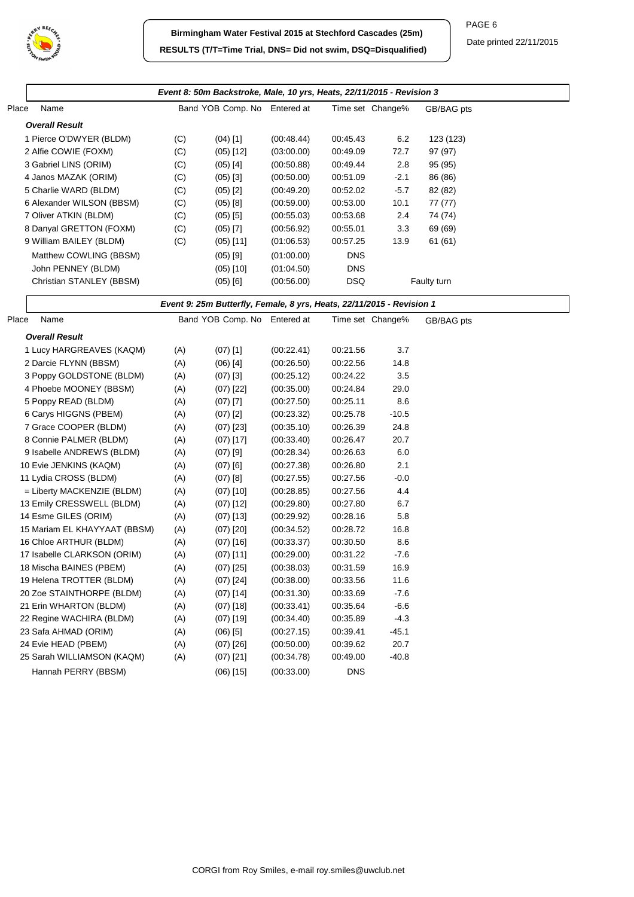**Birmingham Water Festival 2015 at Stechford Cascades (25m)**

**RESULTS (T/T=Time Trial, DNS= Did not swim, DSQ=Disqualified)**

Date printed 22/11/2015

### *Event 8: 50m Backstroke, Male, 10 yrs, Heats, 22/11/2015 - Revision 3*

| Place | Name | Band | YOB Comp. No | Entered at | Time set | Change% | GB/BAG pts |
|---|---|---|---|---|---|---|---|
| | ***Overall Result*** | | | | | | |
| 1 | Pierce O'DWYER (BLDM) | (C) | (04) [1] | (00:48.44) | 00:45.43 | 6.2 | 123 (123) |
| 2 | Alfie COWIE (FOXM) | (C) | (05) [12] | (03:00.00) | 00:49.09 | 72.7 | 97 (97) |
| 3 | Gabriel LINS (ORIM) | (C) | (05) [4] | (00:50.88) | 00:49.44 | 2.8 | 95 (95) |
| 4 | Janos MAZAK (ORIM) | (C) | (05) [3] | (00:50.00) | 00:51.09 | -2.1 | 86 (86) |
| 5 | Charlie WARD (BLDM) | (C) | (05) [2] | (00:49.20) | 00:52.02 | -5.7 | 82 (82) |
| 6 | Alexander WILSON (BBSM) | (C) | (05) [8] | (00:59.00) | 00:53.00 | 10.1 | 77 (77) |
| 7 | Oliver ATKIN (BLDM) | (C) | (05) [5] | (00:55.03) | 00:53.68 | 2.4 | 74 (74) |
| 8 | Danyal GRETTON (FOXM) | (C) | (05) [7] | (00:56.92) | 00:55.01 | 3.3 | 69 (69) |
| 9 | William BAILEY (BLDM) | (C) | (05) [11] | (01:06.53) | 00:57.25 | 13.9 | 61 (61) |
| | Matthew COWLING (BBSM) | | (05) [9] | (01:00.00) | DNS | | |
| | John PENNEY (BLDM) | | (05) [10] | (01:04.50) | DNS | | |
| | Christian STANLEY (BBSM) | | (05) [6] | (00:56.00) | DSQ | | Faulty turn |

### *Event 9: 25m Butterfly, Female, 8 yrs, Heats, 22/11/2015 - Revision 1*

| Place | Name | Band | YOB Comp. No | Entered at | Time set | Change% | GB/BAG pts |
|---|---|---|---|---|---|---|---|
| | ***Overall Result*** | | | | | | |
| 1 | Lucy HARGREAVES (KAQM) | (A) | (07) [1] | (00:22.41) | 00:21.56 | 3.7 | |
| 2 | Darcie FLYNN (BBSM) | (A) | (06) [4] | (00:26.50) | 00:22.56 | 14.8 | |
| 3 | Poppy GOLDSTONE (BLDM) | (A) | (07) [3] | (00:25.12) | 00:24.22 | 3.5 | |
| 4 | Phoebe MOONEY (BBSM) | (A) | (07) [22] | (00:35.00) | 00:24.84 | 29.0 | |
| 5 | Poppy READ (BLDM) | (A) | (07) [7] | (00:27.50) | 00:25.11 | 8.6 | |
| 6 | Carys HIGGNS (PBEM) | (A) | (07) [2] | (00:23.32) | 00:25.78 | -10.5 | |
| 7 | Grace COOPER (BLDM) | (A) | (07) [23] | (00:35.10) | 00:26.39 | 24.8 | |
| 8 | Connie PALMER (BLDM) | (A) | (07) [17] | (00:33.40) | 00:26.47 | 20.7 | |
| 9 | Isabelle ANDREWS (BLDM) | (A) | (07) [9] | (00:28.34) | 00:26.63 | 6.0 | |
| 10 | Evie JENKINS (KAQM) | (A) | (07) [6] | (00:27.38) | 00:26.80 | 2.1 | |
| 11 | Lydia CROSS (BLDM) | (A) | (07) [8] | (00:27.55) | 00:27.56 | -0.0 | |
| = | Liberty MACKENZIE (BLDM) | (A) | (07) [10] | (00:28.85) | 00:27.56 | 4.4 | |
| 13 | Emily CRESSWELL (BLDM) | (A) | (07) [12] | (00:29.80) | 00:27.80 | 6.7 | |
| 14 | Esme GILES (ORIM) | (A) | (07) [13] | (00:29.92) | 00:28.16 | 5.8 | |
| 15 | Mariam EL KHAYYAAT (BBSM) | (A) | (07) [20] | (00:34.52) | 00:28.72 | 16.8 | |
| 16 | Chloe ARTHUR (BLDM) | (A) | (07) [16] | (00:33.37) | 00:30.50 | 8.6 | |
| 17 | Isabelle CLARKSON (ORIM) | (A) | (07) [11] | (00:29.00) | 00:31.22 | -7.6 | |
| 18 | Mischa BAINES (PBEM) | (A) | (07) [25] | (00:38.03) | 00:31.59 | 16.9 | |
| 19 | Helena TROTTER (BLDM) | (A) | (07) [24] | (00:38.00) | 00:33.56 | 11.6 | |
| 20 | Zoe STAINTHORPE (BLDM) | (A) | (07) [14] | (00:31.30) | 00:33.69 | -7.6 | |
| 21 | Erin WHARTON (BLDM) | (A) | (07) [18] | (00:33.41) | 00:35.64 | -6.6 | |
| 22 | Regine WACHIRA (BLDM) | (A) | (07) [19] | (00:34.40) | 00:35.89 | -4.3 | |
| 23 | Safa AHMAD (ORIM) | (A) | (06) [5] | (00:27.15) | 00:39.41 | -45.1 | |
| 24 | Evie HEAD (PBEM) | (A) | (07) [26] | (00:50.00) | 00:39.62 | 20.7 | |
| 25 | Sarah WILLIAMSON (KAQM) | (A) | (07) [21] | (00:34.78) | 00:49.00 | -40.8 | |
| | Hannah PERRY (BBSM) | | (06) [15] | (00:33.00) | DNS | | |

CORGI from Roy Smiles, e-mail roy.smiles@uwclub.net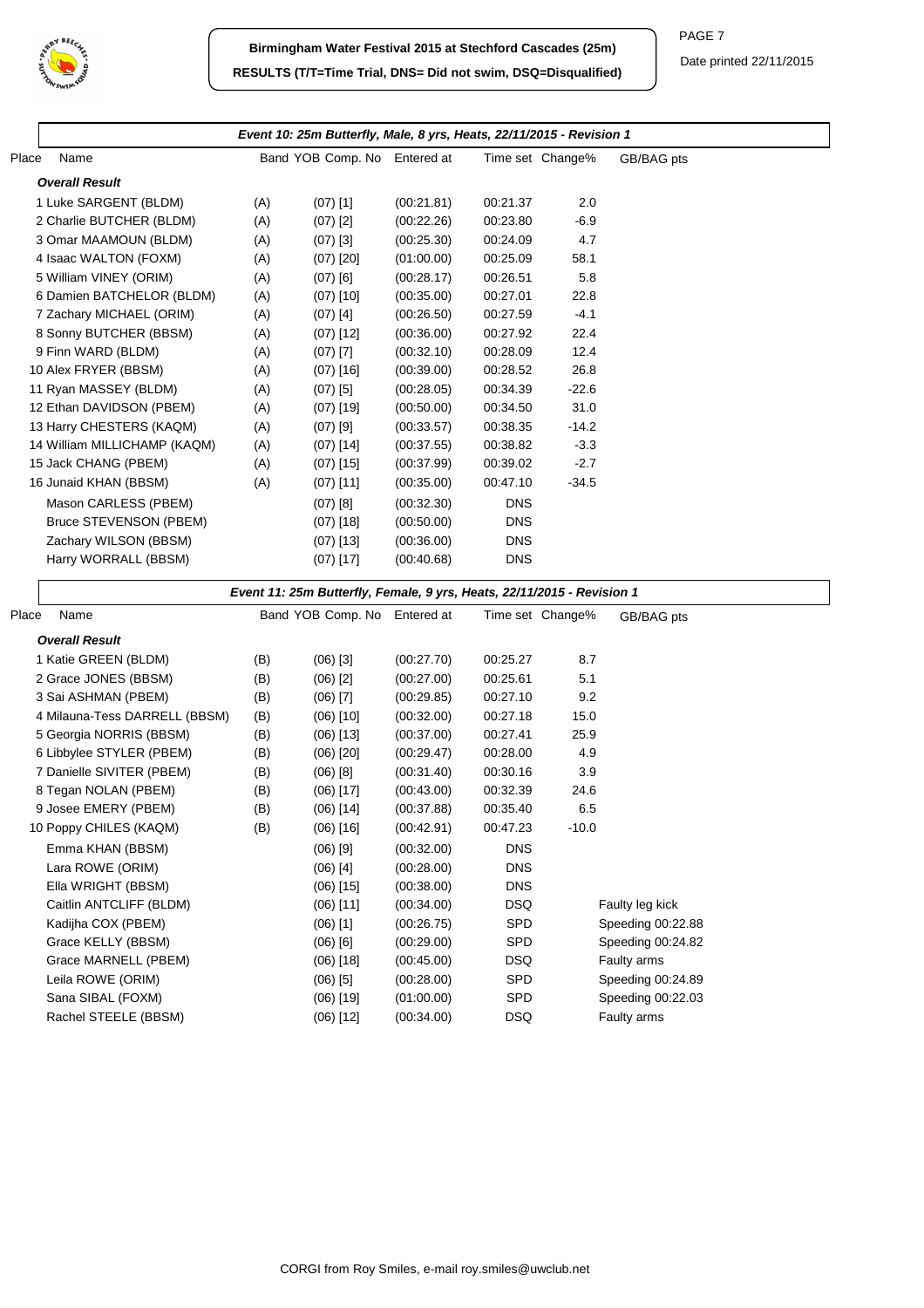**Birmingham Water Festival 2015 at Stechford Cascades (25m)**

**RESULTS (T/T=Time Trial, DNS= Did not swim, DSQ=Disqualified)**

Date printed 22/11/2015

### *Event 10: 25m Butterfly, Male, 8 yrs, Heats, 22/11/2015 - Revision 1*

| Place | Name | Band | YOB Comp. No | Entered at | Time set | Change% | GB/BAG pts |
|---|---|---|---|---|---|---|---|
| | ***Overall Result*** | | | | | | |
| 1 | Luke SARGENT (BLDM) | (A) | (07) [1] | (00:21.81) | 00:21.37 | 2.0 | |
| 2 | Charlie BUTCHER (BLDM) | (A) | (07) [2] | (00:22.26) | 00:23.80 | -6.9 | |
| 3 | Omar MAAMOUN (BLDM) | (A) | (07) [3] | (00:25.30) | 00:24.09 | 4.7 | |
| 4 | Isaac WALTON (FOXM) | (A) | (07) [20] | (01:00.00) | 00:25.09 | 58.1 | |
| 5 | William VINEY (ORIM) | (A) | (07) [6] | (00:28.17) | 00:26.51 | 5.8 | |
| 6 | Damien BATCHELOR (BLDM) | (A) | (07) [10] | (00:35.00) | 00:27.01 | 22.8 | |
| 7 | Zachary MICHAEL (ORIM) | (A) | (07) [4] | (00:26.50) | 00:27.59 | -4.1 | |
| 8 | Sonny BUTCHER (BBSM) | (A) | (07) [12] | (00:36.00) | 00:27.92 | 22.4 | |
| 9 | Finn WARD (BLDM) | (A) | (07) [7] | (00:32.10) | 00:28.09 | 12.4 | |
| 10 | Alex FRYER (BBSM) | (A) | (07) [16] | (00:39.00) | 00:28.52 | 26.8 | |
| 11 | Ryan MASSEY (BLDM) | (A) | (07) [5] | (00:28.05) | 00:34.39 | -22.6 | |
| 12 | Ethan DAVIDSON (PBEM) | (A) | (07) [19] | (00:50.00) | 00:34.50 | 31.0 | |
| 13 | Harry CHESTERS (KAQM) | (A) | (07) [9] | (00:33.57) | 00:38.35 | -14.2 | |
| 14 | William MILLICHAMP (KAQM) | (A) | (07) [14] | (00:37.55) | 00:38.82 | -3.3 | |
| 15 | Jack CHANG (PBEM) | (A) | (07) [15] | (00:37.99) | 00:39.02 | -2.7 | |
| 16 | Junaid KHAN (BBSM) | (A) | (07) [11] | (00:35.00) | 00:47.10 | -34.5 | |
| | Mason CARLESS (PBEM) | | (07) [8] | (00:32.30) | DNS | | |
| | Bruce STEVENSON (PBEM) | | (07) [18] | (00:50.00) | DNS | | |
| | Zachary WILSON (BBSM) | | (07) [13] | (00:36.00) | DNS | | |
| | Harry WORRALL (BBSM) | | (07) [17] | (00:40.68) | DNS | | |

### *Event 11: 25m Butterfly, Female, 9 yrs, Heats, 22/11/2015 - Revision 1*

| Place | Name | Band | YOB Comp. No | Entered at | Time set | Change% | GB/BAG pts |
|---|---|---|---|---|---|---|---|
| | ***Overall Result*** | | | | | | |
| 1 | Katie GREEN (BLDM) | (B) | (06) [3] | (00:27.70) | 00:25.27 | 8.7 | |
| 2 | Grace JONES (BBSM) | (B) | (06) [2] | (00:27.00) | 00:25.61 | 5.1 | |
| 3 | Sai ASHMAN (PBEM) | (B) | (06) [7] | (00:29.85) | 00:27.10 | 9.2 | |
| 4 | Milauna-Tess DARRELL (BBSM) | (B) | (06) [10] | (00:32.00) | 00:27.18 | 15.0 | |
| 5 | Georgia NORRIS (BBSM) | (B) | (06) [13] | (00:37.00) | 00:27.41 | 25.9 | |
| 6 | Libbylee STYLER (PBEM) | (B) | (06) [20] | (00:29.47) | 00:28.00 | 4.9 | |
| 7 | Danielle SIVITER (PBEM) | (B) | (06) [8] | (00:31.40) | 00:30.16 | 3.9 | |
| 8 | Tegan NOLAN (PBEM) | (B) | (06) [17] | (00:43.00) | 00:32.39 | 24.6 | |
| 9 | Josee EMERY (PBEM) | (B) | (06) [14] | (00:37.88) | 00:35.40 | 6.5 | |
| 10 | Poppy CHILES (KAQM) | (B) | (06) [16] | (00:42.91) | 00:47.23 | -10.0 | |
| | Emma KHAN (BBSM) | | (06) [9] | (00:32.00) | DNS | | |
| | Lara ROWE (ORIM) | | (06) [4] | (00:28.00) | DNS | | |
| | Ella WRIGHT (BBSM) | | (06) [15] | (00:38.00) | DNS | | |
| | Caitlin ANTCLIFF (BLDM) | | (06) [11] | (00:34.00) | DSQ | | Faulty leg kick |
| | Kadijha COX (PBEM) | | (06) [1] | (00:26.75) | SPD | | Speeding 00:22.88 |
| | Grace KELLY (BBSM) | | (06) [6] | (00:29.00) | SPD | | Speeding 00:24.82 |
| | Grace MARNELL (PBEM) | | (06) [18] | (00:45.00) | DSQ | | Faulty arms |
| | Leila ROWE (ORIM) | | (06) [5] | (00:28.00) | SPD | | Speeding 00:24.89 |
| | Sana SIBAL (FOXM) | | (06) [19] | (01:00.00) | SPD | | Speeding 00:22.03 |
| | Rachel STEELE (BBSM) | | (06) [12] | (00:34.00) | DSQ | | Faulty arms |

CORGI from Roy Smiles, e-mail roy.smiles@uwclub.net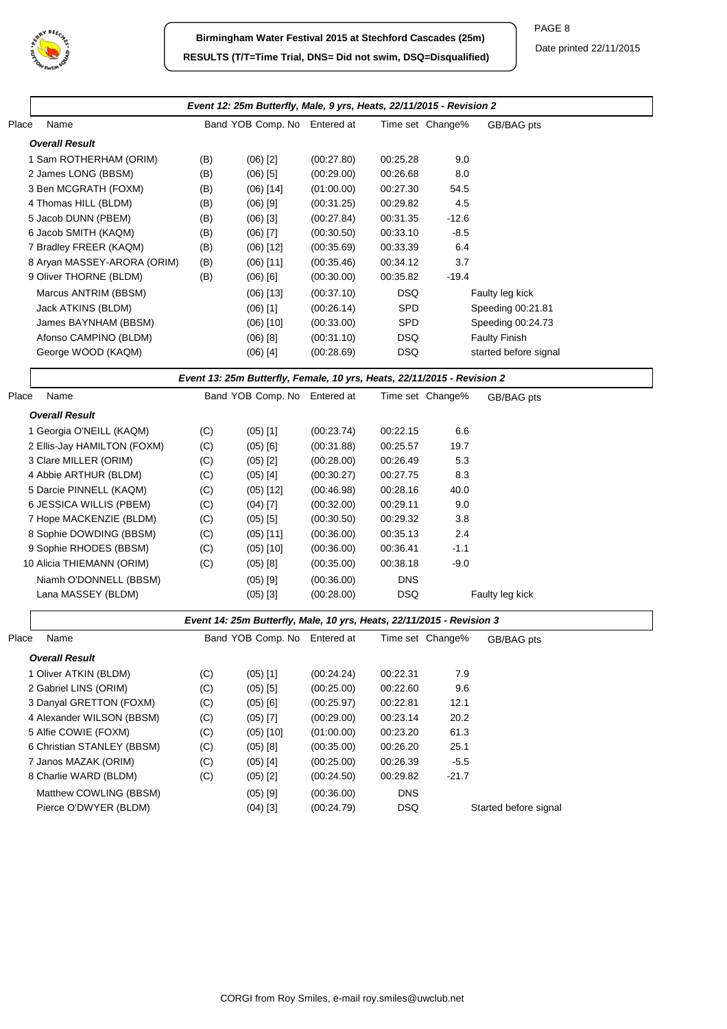**Birmingham Water Festival 2015 at Stechford Cascades (25m)**

**RESULTS (T/T=Time Trial, DNS= Did not swim, DSQ=Disqualified)**

Date printed 22/11/2015

### *Event 12: 25m Butterfly, Male, 9 yrs, Heats, 22/11/2015 - Revision 2*

| Place | Name | Band | YOB Comp. No | Entered at | Time set | Change% | GB/BAG pts |
|---|---|---|---|---|---|---|---|
| | ***Overall Result*** | | | | | | |
| 1 | Sam ROTHERHAM (ORIM) | (B) | (06) [2] | (00:27.80) | 00:25.28 | 9.0 | |
| 2 | James LONG (BBSM) | (B) | (06) [5] | (00:29.00) | 00:26.68 | 8.0 | |
| 3 | Ben MCGRATH (FOXM) | (B) | (06) [14] | (01:00.00) | 00:27.30 | 54.5 | |
| 4 | Thomas HILL (BLDM) | (B) | (06) [9] | (00:31.25) | 00:29.82 | 4.5 | |
| 5 | Jacob DUNN (PBEM) | (B) | (06) [3] | (00:27.84) | 00:31.35 | -12.6 | |
| 6 | Jacob SMITH (KAQM) | (B) | (06) [7] | (00:30.50) | 00:33.10 | -8.5 | |
| 7 | Bradley FREER (KAQM) | (B) | (06) [12] | (00:35.69) | 00:33.39 | 6.4 | |
| 8 | Aryan MASSEY-ARORA (ORIM) | (B) | (06) [11] | (00:35.46) | 00:34.12 | 3.7 | |
| 9 | Oliver THORNE (BLDM) | (B) | (06) [6] | (00:30.00) | 00:35.82 | -19.4 | |
| | Marcus ANTRIM (BBSM) | | (06) [13] | (00:37.10) | DSQ | | Faulty leg kick |
| | Jack ATKINS (BLDM) | | (06) [1] | (00:26.14) | SPD | | Speeding 00:21.81 |
| | James BAYNHAM (BBSM) | | (06) [10] | (00:33.00) | SPD | | Speeding 00:24.73 |
| | Afonso CAMPINO (BLDM) | | (06) [8] | (00:31.10) | DSQ | | Faulty Finish |
| | George WOOD (KAQM) | | (06) [4] | (00:28.69) | DSQ | | started before signal |

### *Event 13: 25m Butterfly, Female, 10 yrs, Heats, 22/11/2015 - Revision 2*

| Place | Name | Band | YOB Comp. No | Entered at | Time set | Change% | GB/BAG pts |
|---|---|---|---|---|---|---|---|
| | ***Overall Result*** | | | | | | |
| 1 | Georgia O'NEILL (KAQM) | (C) | (05) [1] | (00:23.74) | 00:22.15 | 6.6 | |
| 2 | Ellis-Jay HAMILTON (FOXM) | (C) | (05) [6] | (00:31.88) | 00:25.57 | 19.7 | |
| 3 | Clare MILLER (ORIM) | (C) | (05) [2] | (00:28.00) | 00:26.49 | 5.3 | |
| 4 | Abbie ARTHUR (BLDM) | (C) | (05) [4] | (00:30.27) | 00:27.75 | 8.3 | |
| 5 | Darcie PINNELL (KAQM) | (C) | (05) [12] | (00:46.98) | 00:28.16 | 40.0 | |
| 6 | JESSICA WILLIS (PBEM) | (C) | (04) [7] | (00:32.00) | 00:29.11 | 9.0 | |
| 7 | Hope MACKENZIE (BLDM) | (C) | (05) [5] | (00:30.50) | 00:29.32 | 3.8 | |
| 8 | Sophie DOWDING (BBSM) | (C) | (05) [11] | (00:36.00) | 00:35.13 | 2.4 | |
| 9 | Sophie RHODES (BBSM) | (C) | (05) [10] | (00:36.00) | 00:36.41 | -1.1 | |
| 10 | Alicia THIEMANN (ORIM) | (C) | (05) [8] | (00:35.00) | 00:38.18 | -9.0 | |
| | Niamh O'DONNELL (BBSM) | | (05) [9] | (00:36.00) | DNS | | |
| | Lana MASSEY (BLDM) | | (05) [3] | (00:28.00) | DSQ | | Faulty leg kick |

### *Event 14: 25m Butterfly, Male, 10 yrs, Heats, 22/11/2015 - Revision 3*

| Place | Name | Band | YOB Comp. No | Entered at | Time set | Change% | GB/BAG pts |
|---|---|---|---|---|---|---|---|
| | ***Overall Result*** | | | | | | |
| 1 | Oliver ATKIN (BLDM) | (C) | (05) [1] | (00:24.24) | 00:22.31 | 7.9 | |
| 2 | Gabriel LINS (ORIM) | (C) | (05) [5] | (00:25.00) | 00:22.60 | 9.6 | |
| 3 | Danyal GRETTON (FOXM) | (C) | (05) [6] | (00:25.97) | 00:22.81 | 12.1 | |
| 4 | Alexander WILSON (BBSM) | (C) | (05) [7] | (00:29.00) | 00:23.14 | 20.2 | |
| 5 | Alfie COWIE (FOXM) | (C) | (05) [10] | (01:00.00) | 00:23.20 | 61.3 | |
| 6 | Christian STANLEY (BBSM) | (C) | (05) [8] | (00:35.00) | 00:26.20 | 25.1 | |
| 7 | Janos MAZAK (ORIM) | (C) | (05) [4] | (00:25.00) | 00:26.39 | -5.5 | |
| 8 | Charlie WARD (BLDM) | (C) | (05) [2] | (00:24.50) | 00:29.82 | -21.7 | |
| | Matthew COWLING (BBSM) | | (05) [9] | (00:36.00) | DNS | | |
| | Pierce O'DWYER (BLDM) | | (04) [3] | (00:24.79) | DSQ | | Started before signal |

CORGI from Roy Smiles, e-mail roy.smiles@uwclub.net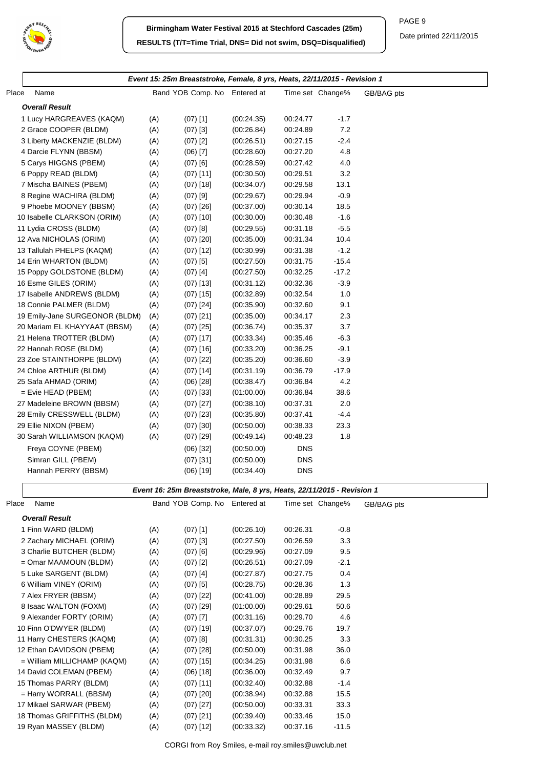# Birmingham Water Festival 2015 at Stechford Cascades (25m)

**RESULTS (T/T=Time Trial, DNS= Did not swim, DSQ=Disqualified)**

Date printed 22/11/2015

## Event 15: 25m Breaststroke, Female, 8 yrs, Heats, 22/11/2015 - Revision 1

| Place | Name | Band | YOB Comp. No | Entered at | Time set | Change% | GB/BAG pts |
|---|---|---|---|---|---|---|---|
| | ***Overall Result*** | | | | | | |
| 1 | Lucy HARGREAVES (KAQM) | (A) | (07) [1] | (00:24.35) | 00:24.77 | -1.7 | |
| 2 | Grace COOPER (BLDM) | (A) | (07) [3] | (00:26.84) | 00:24.89 | 7.2 | |
| 3 | Liberty MACKENZIE (BLDM) | (A) | (07) [2] | (00:26.51) | 00:27.15 | -2.4 | |
| 4 | Darcie FLYNN (BBSM) | (A) | (06) [7] | (00:28.60) | 00:27.20 | 4.8 | |
| 5 | Carys HIGGNS (PBEM) | (A) | (07) [6] | (00:28.59) | 00:27.42 | 4.0 | |
| 6 | Poppy READ (BLDM) | (A) | (07) [11] | (00:30.50) | 00:29.51 | 3.2 | |
| 7 | Mischa BAINES (PBEM) | (A) | (07) [18] | (00:34.07) | 00:29.58 | 13.1 | |
| 8 | Regine WACHIRA (BLDM) | (A) | (07) [9] | (00:29.67) | 00:29.94 | -0.9 | |
| 9 | Phoebe MOONEY (BBSM) | (A) | (07) [26] | (00:37.00) | 00:30.14 | 18.5 | |
| 10 | Isabelle CLARKSON (ORIM) | (A) | (07) [10] | (00:30.00) | 00:30.48 | -1.6 | |
| 11 | Lydia CROSS (BLDM) | (A) | (07) [8] | (00:29.55) | 00:31.18 | -5.5 | |
| 12 | Ava NICHOLAS (ORIM) | (A) | (07) [20] | (00:35.00) | 00:31.34 | 10.4 | |
| 13 | Tallulah PHELPS (KAQM) | (A) | (07) [12] | (00:30.99) | 00:31.38 | -1.2 | |
| 14 | Erin WHARTON (BLDM) | (A) | (07) [5] | (00:27.50) | 00:31.75 | -15.4 | |
| 15 | Poppy GOLDSTONE (BLDM) | (A) | (07) [4] | (00:27.50) | 00:32.25 | -17.2 | |
| 16 | Esme GILES (ORIM) | (A) | (07) [13] | (00:31.12) | 00:32.36 | -3.9 | |
| 17 | Isabelle ANDREWS (BLDM) | (A) | (07) [15] | (00:32.89) | 00:32.54 | 1.0 | |
| 18 | Connie PALMER (BLDM) | (A) | (07) [24] | (00:35.90) | 00:32.60 | 9.1 | |
| 19 | Emily-Jane SURGEONOR (BLDM) | (A) | (07) [21] | (00:35.00) | 00:34.17 | 2.3 | |
| 20 | Mariam EL KHAYYAAT (BBSM) | (A) | (07) [25] | (00:36.74) | 00:35.37 | 3.7 | |
| 21 | Helena TROTTER (BLDM) | (A) | (07) [17] | (00:33.34) | 00:35.46 | -6.3 | |
| 22 | Hannah ROSE (BLDM) | (A) | (07) [16] | (00:33.20) | 00:36.25 | -9.1 | |
| 23 | Zoe STAINTHORPE (BLDM) | (A) | (07) [22] | (00:35.20) | 00:36.60 | -3.9 | |
| 24 | Chloe ARTHUR (BLDM) | (A) | (07) [14] | (00:31.19) | 00:36.79 | -17.9 | |
| 25 | Safa AHMAD (ORIM) | (A) | (06) [28] | (00:38.47) | 00:36.84 | 4.2 | |
| = | Evie HEAD (PBEM) | (A) | (07) [33] | (01:00.00) | 00:36.84 | 38.6 | |
| 27 | Madeleine BROWN (BBSM) | (A) | (07) [27] | (00:38.10) | 00:37.31 | 2.0 | |
| 28 | Emily CRESSWELL (BLDM) | (A) | (07) [23] | (00:35.80) | 00:37.41 | -4.4 | |
| 29 | Ellie NIXON (PBEM) | (A) | (07) [30] | (00:50.00) | 00:38.33 | 23.3 | |
| 30 | Sarah WILLIAMSON (KAQM) | (A) | (07) [29] | (00:49.14) | 00:48.23 | 1.8 | |
| | Freya COYNE (PBEM) | | (06) [32] | (00:50.00) | DNS | | |
| | Simran GILL (PBEM) | | (07) [31] | (00:50.00) | DNS | | |
| | Hannah PERRY (BBSM) | | (06) [19] | (00:34.40) | DNS | | |

## Event 16: 25m Breaststroke, Male, 8 yrs, Heats, 22/11/2015 - Revision 1

| Place | Name | Band | YOB Comp. No | Entered at | Time set | Change% | GB/BAG pts |
|---|---|---|---|---|---|---|---|
| | ***Overall Result*** | | | | | | |
| 1 | Finn WARD (BLDM) | (A) | (07) [1] | (00:26.10) | 00:26.31 | -0.8 | |
| 2 | Zachary MICHAEL (ORIM) | (A) | (07) [3] | (00:27.50) | 00:26.59 | 3.3 | |
| 3 | Charlie BUTCHER (BLDM) | (A) | (07) [6] | (00:29.96) | 00:27.09 | 9.5 | |
| = | Omar MAAMOUN (BLDM) | (A) | (07) [2] | (00:26.51) | 00:27.09 | -2.1 | |
| 5 | Luke SARGENT (BLDM) | (A) | (07) [4] | (00:27.87) | 00:27.75 | 0.4 | |
| 6 | William VINEY (ORIM) | (A) | (07) [5] | (00:28.75) | 00:28.36 | 1.3 | |
| 7 | Alex FRYER (BBSM) | (A) | (07) [22] | (00:41.00) | 00:28.89 | 29.5 | |
| 8 | Isaac WALTON (FOXM) | (A) | (07) [29] | (01:00.00) | 00:29.61 | 50.6 | |
| 9 | Alexander FORTY (ORIM) | (A) | (07) [7] | (00:31.16) | 00:29.70 | 4.6 | |
| 10 | Finn O'DWYER (BLDM) | (A) | (07) [19] | (00:37.07) | 00:29.76 | 19.7 | |
| 11 | Harry CHESTERS (KAQM) | (A) | (07) [8] | (00:31.31) | 00:30.25 | 3.3 | |
| 12 | Ethan DAVIDSON (PBEM) | (A) | (07) [28] | (00:50.00) | 00:31.98 | 36.0 | |
| = | William MILLICHAMP (KAQM) | (A) | (07) [15] | (00:34.25) | 00:31.98 | 6.6 | |
| 14 | David COLEMAN (PBEM) | (A) | (06) [18] | (00:36.00) | 00:32.49 | 9.7 | |
| 15 | Thomas PARRY (BLDM) | (A) | (07) [11] | (00:32.40) | 00:32.88 | -1.4 | |
| = | Harry WORRALL (BBSM) | (A) | (07) [20] | (00:38.94) | 00:32.88 | 15.5 | |
| 17 | Mikael SARWAR (PBEM) | (A) | (07) [27] | (00:50.00) | 00:33.31 | 33.3 | |
| 18 | Thomas GRIFFITHS (BLDM) | (A) | (07) [21] | (00:39.40) | 00:33.46 | 15.0 | |
| 19 | Ryan MASSEY (BLDM) | (A) | (07) [12] | (00:33.32) | 00:37.16 | -11.5 | |

CORGI from Roy Smiles, e-mail roy.smiles@uwclub.net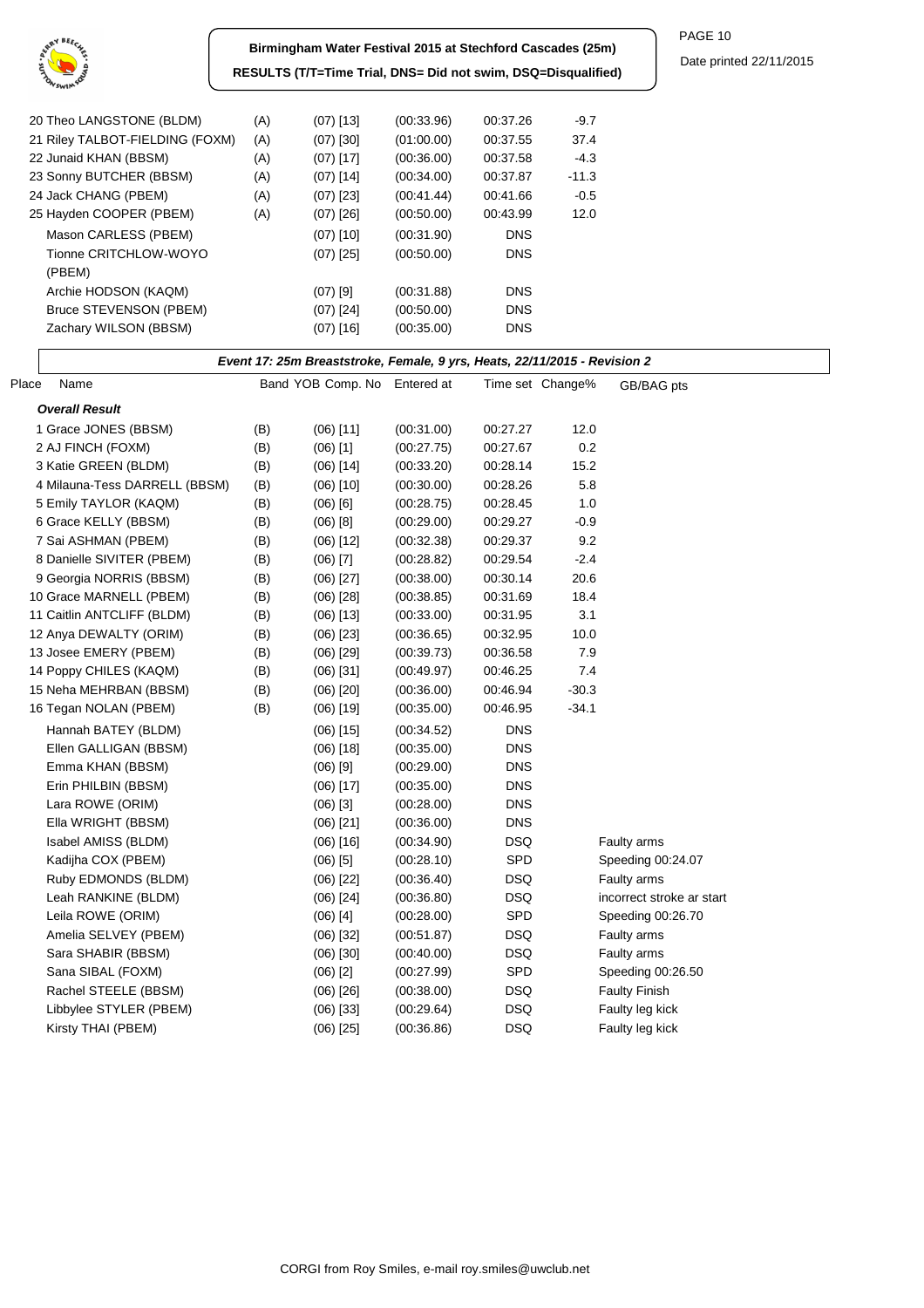| Place | Name | Band | YOB Comp. No | Entered at | Time set | Change% | GB/BAG pts |
|---|---|---|---|---|---|---|---|
| 20 | Theo LANGSTONE (BLDM) | (A) | (07) [13] | (00:33.96) | 00:37.26 | -9.7 | |
| 21 | Riley TALBOT-FIELDING (FOXM) | (A) | (07) [30] | (01:00.00) | 00:37.55 | 37.4 | |
| 22 | Junaid KHAN (BBSM) | (A) | (07) [17] | (00:36.00) | 00:37.58 | -4.3 | |
| 23 | Sonny BUTCHER (BBSM) | (A) | (07) [14] | (00:34.00) | 00:37.87 | -11.3 | |
| 24 | Jack CHANG (PBEM) | (A) | (07) [23] | (00:41.44) | 00:41.66 | -0.5 | |
| 25 | Hayden COOPER (PBEM) | (A) | (07) [26] | (00:50.00) | 00:43.99 | 12.0 | |
| | Mason CARLESS (PBEM) | | (07) [10] | (00:31.90) | DNS | | |
| | Tionne CRITCHLOW-WOYO (PBEM) | | (07) [25] | (00:50.00) | DNS | | |
| | Archie HODSON (KAQM) | | (07) [9] | (00:31.88) | DNS | | |
| | Bruce STEVENSON (PBEM) | | (07) [24] | (00:50.00) | DNS | | |
| | Zachary WILSON (BBSM) | | (07) [16] | (00:35.00) | DNS | | |

***Event 17: 25m Breaststroke, Female, 9 yrs, Heats, 22/11/2015 - Revision 2***

| Place | Name | Band | YOB Comp. No | Entered at | Time set | Change% | GB/BAG pts |
|---|---|---|---|---|---|---|---|
| ***Overall Result*** | | | | | | | |
| 1 | Grace JONES (BBSM) | (B) | (06) [11] | (00:31.00) | 00:27.27 | 12.0 | |
| 2 | AJ FINCH (FOXM) | (B) | (06) [1] | (00:27.75) | 00:27.67 | 0.2 | |
| 3 | Katie GREEN (BLDM) | (B) | (06) [14] | (00:33.20) | 00:28.14 | 15.2 | |
| 4 | Milauna-Tess DARRELL (BBSM) | (B) | (06) [10] | (00:30.00) | 00:28.26 | 5.8 | |
| 5 | Emily TAYLOR (KAQM) | (B) | (06) [6] | (00:28.75) | 00:28.45 | 1.0 | |
| 6 | Grace KELLY (BBSM) | (B) | (06) [8] | (00:29.00) | 00:29.27 | -0.9 | |
| 7 | Sai ASHMAN (PBEM) | (B) | (06) [12] | (00:32.38) | 00:29.37 | 9.2 | |
| 8 | Danielle SIVITER (PBEM) | (B) | (06) [7] | (00:28.82) | 00:29.54 | -2.4 | |
| 9 | Georgia NORRIS (BBSM) | (B) | (06) [27] | (00:38.00) | 00:30.14 | 20.6 | |
| 10 | Grace MARNELL (PBEM) | (B) | (06) [28] | (00:38.85) | 00:31.69 | 18.4 | |
| 11 | Caitlin ANTCLIFF (BLDM) | (B) | (06) [13] | (00:33.00) | 00:31.95 | 3.1 | |
| 12 | Anya DEWALTY (ORIM) | (B) | (06) [23] | (00:36.65) | 00:32.95 | 10.0 | |
| 13 | Josee EMERY (PBEM) | (B) | (06) [29] | (00:39.73) | 00:36.58 | 7.9 | |
| 14 | Poppy CHILES (KAQM) | (B) | (06) [31] | (00:49.97) | 00:46.25 | 7.4 | |
| 15 | Neha MEHRBAN (BBSM) | (B) | (06) [20] | (00:36.00) | 00:46.94 | -30.3 | |
| 16 | Tegan NOLAN (PBEM) | (B) | (06) [19] | (00:35.00) | 00:46.95 | -34.1 | |
| | Hannah BATEY (BLDM) | | (06) [15] | (00:34.52) | DNS | | |
| | Ellen GALLIGAN (BBSM) | | (06) [18] | (00:35.00) | DNS | | |
| | Emma KHAN (BBSM) | | (06) [9] | (00:29.00) | DNS | | |
| | Erin PHILBIN (BBSM) | | (06) [17] | (00:35.00) | DNS | | |
| | Lara ROWE (ORIM) | | (06) [3] | (00:28.00) | DNS | | |
| | Ella WRIGHT (BBSM) | | (06) [21] | (00:36.00) | DNS | | |
| | Isabel AMISS (BLDM) | | (06) [16] | (00:34.90) | DSQ | | Faulty arms |
| | Kadijha COX (PBEM) | | (06) [5] | (00:28.10) | SPD | | Speeding 00:24.07 |
| | Ruby EDMONDS (BLDM) | | (06) [22] | (00:36.40) | DSQ | | Faulty arms |
| | Leah RANKINE (BLDM) | | (06) [24] | (00:36.80) | DSQ | | incorrect stroke ar start |
| | Leila ROWE (ORIM) | | (06) [4] | (00:28.00) | SPD | | Speeding 00:26.70 |
| | Amelia SELVEY (PBEM) | | (06) [32] | (00:51.87) | DSQ | | Faulty arms |
| | Sara SHABIR (BBSM) | | (06) [30] | (00:40.00) | DSQ | | Faulty arms |
| | Sana SIBAL (FOXM) | | (06) [2] | (00:27.99) | SPD | | Speeding 00:26.50 |
| | Rachel STEELE (BBSM) | | (06) [26] | (00:38.00) | DSQ | | Faulty Finish |
| | Libbylee STYLER (PBEM) | | (06) [33] | (00:29.64) | DSQ | | Faulty leg kick |
| | Kirsty THAI (PBEM) | | (06) [25] | (00:36.86) | DSQ | | Faulty leg kick |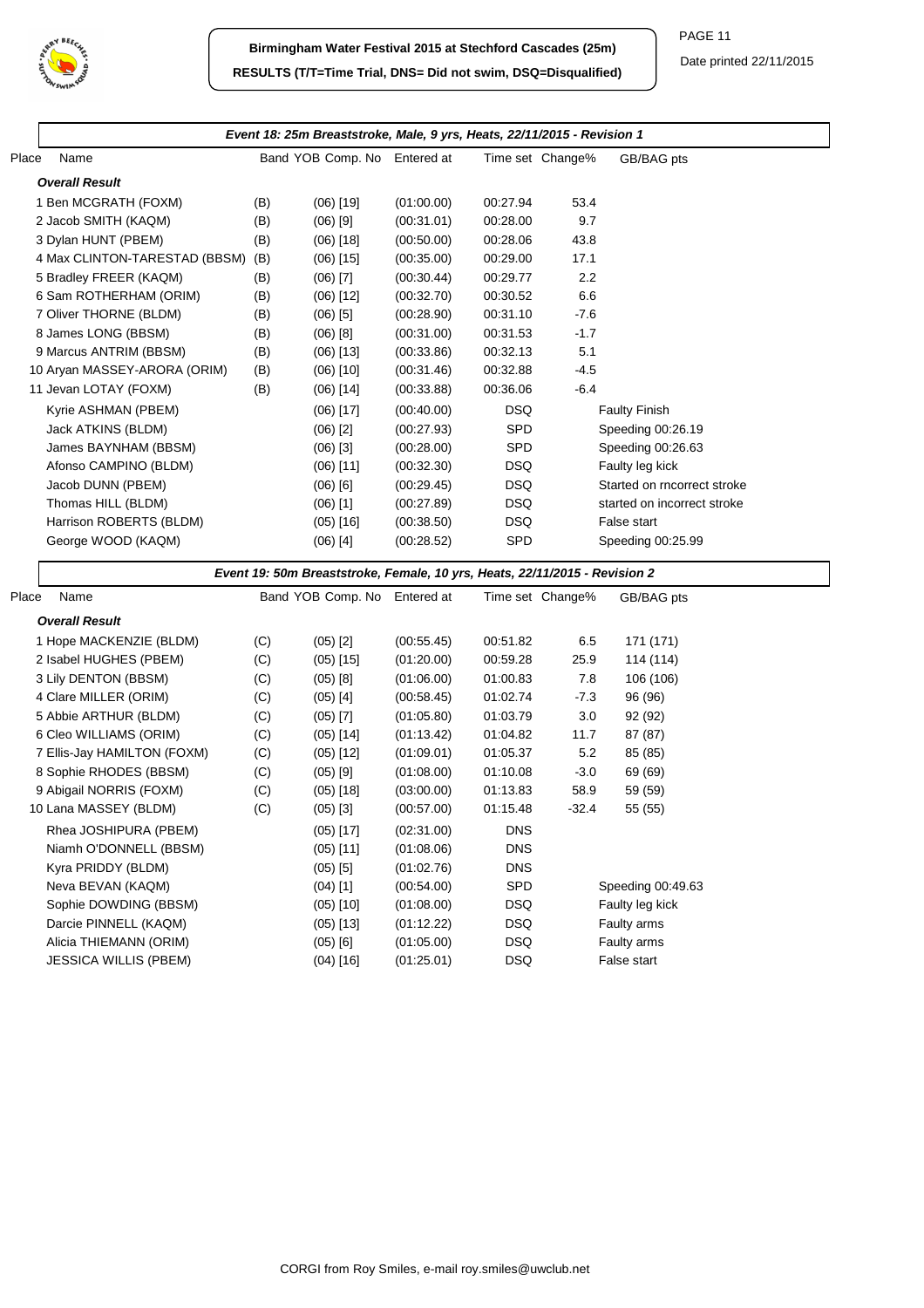**Birmingham Water Festival 2015 at Stechford Cascades (25m)**

**RESULTS (T/T=Time Trial, DNS= Did not swim, DSQ=Disqualified)**

Date printed 22/11/2015

### *Event 18: 25m Breaststroke, Male, 9 yrs, Heats, 22/11/2015 - Revision 1*

| Place | Name | Band | YOB Comp. No | Entered at | Time set | Change% | GB/BAG pts |
|---|---|---|---|---|---|---|---|
| | ***Overall Result*** | | | | | | |
| 1 | Ben MCGRATH (FOXM) | (B) | (06) [19] | (01:00.00) | 00:27.94 | 53.4 | |
| 2 | Jacob SMITH (KAQM) | (B) | (06) [9] | (00:31.01) | 00:28.00 | 9.7 | |
| 3 | Dylan HUNT (PBEM) | (B) | (06) [18] | (00:50.00) | 00:28.06 | 43.8 | |
| 4 | Max CLINTON-TARESTAD (BBSM) | (B) | (06) [15] | (00:35.00) | 00:29.00 | 17.1 | |
| 5 | Bradley FREER (KAQM) | (B) | (06) [7] | (00:30.44) | 00:29.77 | 2.2 | |
| 6 | Sam ROTHERHAM (ORIM) | (B) | (06) [12] | (00:32.70) | 00:30.52 | 6.6 | |
| 7 | Oliver THORNE (BLDM) | (B) | (06) [5] | (00:28.90) | 00:31.10 | -7.6 | |
| 8 | James LONG (BBSM) | (B) | (06) [8] | (00:31.00) | 00:31.53 | -1.7 | |
| 9 | Marcus ANTRIM (BBSM) | (B) | (06) [13] | (00:33.86) | 00:32.13 | 5.1 | |
| 10 | Aryan MASSEY-ARORA (ORIM) | (B) | (06) [10] | (00:31.46) | 00:32.88 | -4.5 | |
| 11 | Jevan LOTAY (FOXM) | (B) | (06) [14] | (00:33.88) | 00:36.06 | -6.4 | |
| | Kyrie ASHMAN (PBEM) | | (06) [17] | (00:40.00) | DSQ | | Faulty Finish |
| | Jack ATKINS (BLDM) | | (06) [2] | (00:27.93) | SPD | | Speeding 00:26.19 |
| | James BAYNHAM (BBSM) | | (06) [3] | (00:28.00) | SPD | | Speeding 00:26.63 |
| | Afonso CAMPINO (BLDM) | | (06) [11] | (00:32.30) | DSQ | | Faulty leg kick |
| | Jacob DUNN (PBEM) | | (06) [6] | (00:29.45) | DSQ | | Started on rncorrect stroke |
| | Thomas HILL (BLDM) | | (06) [1] | (00:27.89) | DSQ | | started on incorrect stroke |
| | Harrison ROBERTS (BLDM) | | (05) [16] | (00:38.50) | DSQ | | False start |
| | George WOOD (KAQM) | | (06) [4] | (00:28.52) | SPD | | Speeding 00:25.99 |

### *Event 19: 50m Breaststroke, Female, 10 yrs, Heats, 22/11/2015 - Revision 2*

| Place | Name | Band | YOB Comp. No | Entered at | Time set | Change% | GB/BAG pts |
|---|---|---|---|---|---|---|---|
| | ***Overall Result*** | | | | | | |
| 1 | Hope MACKENZIE (BLDM) | (C) | (05) [2] | (00:55.45) | 00:51.82 | 6.5 | 171 (171) |
| 2 | Isabel HUGHES (PBEM) | (C) | (05) [15] | (01:20.00) | 00:59.28 | 25.9 | 114 (114) |
| 3 | Lily DENTON (BBSM) | (C) | (05) [8] | (01:06.00) | 01:00.83 | 7.8 | 106 (106) |
| 4 | Clare MILLER (ORIM) | (C) | (05) [4] | (00:58.45) | 01:02.74 | -7.3 | 96 (96) |
| 5 | Abbie ARTHUR (BLDM) | (C) | (05) [7] | (01:05.80) | 01:03.79 | 3.0 | 92 (92) |
| 6 | Cleo WILLIAMS (ORIM) | (C) | (05) [14] | (01:13.42) | 01:04.82 | 11.7 | 87 (87) |
| 7 | Ellis-Jay HAMILTON (FOXM) | (C) | (05) [12] | (01:09.01) | 01:05.37 | 5.2 | 85 (85) |
| 8 | Sophie RHODES (BBSM) | (C) | (05) [9] | (01:08.00) | 01:10.08 | -3.0 | 69 (69) |
| 9 | Abigail NORRIS (FOXM) | (C) | (05) [18] | (03:00.00) | 01:13.83 | 58.9 | 59 (59) |
| 10 | Lana MASSEY (BLDM) | (C) | (05) [3] | (00:57.00) | 01:15.48 | -32.4 | 55 (55) |
| | Rhea JOSHIPURA (PBEM) | | (05) [17] | (02:31.00) | DNS | | |
| | Niamh O'DONNELL (BBSM) | | (05) [11] | (01:08.06) | DNS | | |
| | Kyra PRIDDY (BLDM) | | (05) [5] | (01:02.76) | DNS | | |
| | Neva BEVAN (KAQM) | | (04) [1] | (00:54.00) | SPD | | Speeding 00:49.63 |
| | Sophie DOWDING (BBSM) | | (05) [10] | (01:08.00) | DSQ | | Faulty leg kick |
| | Darcie PINNELL (KAQM) | | (05) [13] | (01:12.22) | DSQ | | Faulty arms |
| | Alicia THIEMANN (ORIM) | | (05) [6] | (01:05.00) | DSQ | | Faulty arms |
| | JESSICA WILLIS (PBEM) | | (04) [16] | (01:25.01) | DSQ | | False start |

CORGI from Roy Smiles, e-mail roy.smiles@uwclub.net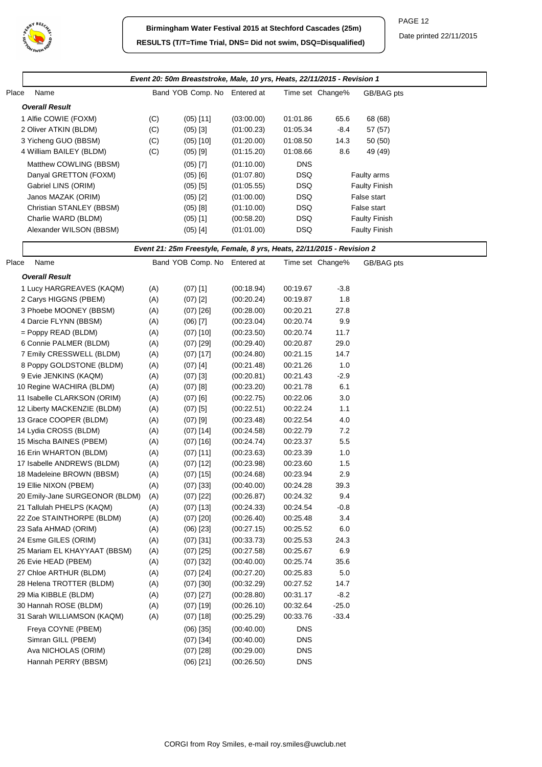**Birmingham Water Festival 2015 at Stechford Cascades (25m)**

**RESULTS (T/T=Time Trial, DNS= Did not swim, DSQ=Disqualified)**

Date printed 22/11/2015

### Event 20: 50m Breaststroke, Male, 10 yrs, Heats, 22/11/2015 - Revision 1

| Place | Name | Band | YOB | Comp. No | Entered at | Time set | Change% | GB/BAG pts |
|---|---|---|---|---|---|---|---|---|
| | ***Overall Result*** | | | | | | | |
| 1 | Alfie COWIE (FOXM) | (C) | (05) | [11] | (03:00.00) | 01:01.86 | 65.6 | 68 (68) |
| 2 | Oliver ATKIN (BLDM) | (C) | (05) | [3] | (01:00.23) | 01:05.34 | -8.4 | 57 (57) |
| 3 | Yicheng GUO (BBSM) | (C) | (05) | [10] | (01:20.00) | 01:08.50 | 14.3 | 50 (50) |
| 4 | William BAILEY (BLDM) | (C) | (05) | [9] | (01:15.20) | 01:08.66 | 8.6 | 49 (49) |
| | Matthew COWLING (BBSM) | | (05) | [7] | (01:10.00) | DNS | | |
| | Danyal GRETTON (FOXM) | | (05) | [6] | (01:07.80) | DSQ | | Faulty arms |
| | Gabriel LINS (ORIM) | | (05) | [5] | (01:05.55) | DSQ | | Faulty Finish |
| | Janos MAZAK (ORIM) | | (05) | [2] | (01:00.00) | DSQ | | False start |
| | Christian STANLEY (BBSM) | | (05) | [8] | (01:10.00) | DSQ | | False start |
| | Charlie WARD (BLDM) | | (05) | [1] | (00:58.20) | DSQ | | Faulty Finish |
| | Alexander WILSON (BBSM) | | (05) | [4] | (01:01.00) | DSQ | | Faulty Finish |

### Event 21: 25m Freestyle, Female, 8 yrs, Heats, 22/11/2015 - Revision 2

| Place | Name | Band | YOB | Comp. No | Entered at | Time set | Change% | GB/BAG pts |
|---|---|---|---|---|---|---|---|---|
| | ***Overall Result*** | | | | | | | |
| 1 | Lucy HARGREAVES (KAQM) | (A) | (07) | [1] | (00:18.94) | 00:19.67 | -3.8 | |
| 2 | Carys HIGGNS (PBEM) | (A) | (07) | [2] | (00:20.24) | 00:19.87 | 1.8 | |
| 3 | Phoebe MOONEY (BBSM) | (A) | (07) | [26] | (00:28.00) | 00:20.21 | 27.8 | |
| 4 | Darcie FLYNN (BBSM) | (A) | (06) | [7] | (00:23.04) | 00:20.74 | 9.9 | |
| = | Poppy READ (BLDM) | (A) | (07) | [10] | (00:23.50) | 00:20.74 | 11.7 | |
| 6 | Connie PALMER (BLDM) | (A) | (07) | [29] | (00:29.40) | 00:20.87 | 29.0 | |
| 7 | Emily CRESSWELL (BLDM) | (A) | (07) | [17] | (00:24.80) | 00:21.15 | 14.7 | |
| 8 | Poppy GOLDSTONE (BLDM) | (A) | (07) | [4] | (00:21.48) | 00:21.26 | 1.0 | |
| 9 | Evie JENKINS (KAQM) | (A) | (07) | [3] | (00:20.81) | 00:21.43 | -2.9 | |
| 10 | Regine WACHIRA (BLDM) | (A) | (07) | [8] | (00:23.20) | 00:21.78 | 6.1 | |
| 11 | Isabelle CLARKSON (ORIM) | (A) | (07) | [6] | (00:22.75) | 00:22.06 | 3.0 | |
| 12 | Liberty MACKENZIE (BLDM) | (A) | (07) | [5] | (00:22.51) | 00:22.24 | 1.1 | |
| 13 | Grace COOPER (BLDM) | (A) | (07) | [9] | (00:23.48) | 00:22.54 | 4.0 | |
| 14 | Lydia CROSS (BLDM) | (A) | (07) | [14] | (00:24.58) | 00:22.79 | 7.2 | |
| 15 | Mischa BAINES (PBEM) | (A) | (07) | [16] | (00:24.74) | 00:23.37 | 5.5 | |
| 16 | Erin WHARTON (BLDM) | (A) | (07) | [11] | (00:23.63) | 00:23.39 | 1.0 | |
| 17 | Isabelle ANDREWS (BLDM) | (A) | (07) | [12] | (00:23.98) | 00:23.60 | 1.5 | |
| 18 | Madeleine BROWN (BBSM) | (A) | (07) | [15] | (00:24.68) | 00:23.94 | 2.9 | |
| 19 | Ellie NIXON (PBEM) | (A) | (07) | [33] | (00:40.00) | 00:24.28 | 39.3 | |
| 20 | Emily-Jane SURGEONOR (BLDM) | (A) | (07) | [22] | (00:26.87) | 00:24.32 | 9.4 | |
| 21 | Tallulah PHELPS (KAQM) | (A) | (07) | [13] | (00:24.33) | 00:24.54 | -0.8 | |
| 22 | Zoe STAINTHORPE (BLDM) | (A) | (07) | [20] | (00:26.40) | 00:25.48 | 3.4 | |
| 23 | Safa AHMAD (ORIM) | (A) | (06) | [23] | (00:27.15) | 00:25.52 | 6.0 | |
| 24 | Esme GILES (ORIM) | (A) | (07) | [31] | (00:33.73) | 00:25.53 | 24.3 | |
| 25 | Mariam EL KHAYYAAT (BBSM) | (A) | (07) | [25] | (00:27.58) | 00:25.67 | 6.9 | |
| 26 | Evie HEAD (PBEM) | (A) | (07) | [32] | (00:40.00) | 00:25.74 | 35.6 | |
| 27 | Chloe ARTHUR (BLDM) | (A) | (07) | [24] | (00:27.20) | 00:25.83 | 5.0 | |
| 28 | Helena TROTTER (BLDM) | (A) | (07) | [30] | (00:32.29) | 00:27.52 | 14.7 | |
| 29 | Mia KIBBLE (BLDM) | (A) | (07) | [27] | (00:28.80) | 00:31.17 | -8.2 | |
| 30 | Hannah ROSE (BLDM) | (A) | (07) | [19] | (00:26.10) | 00:32.64 | -25.0 | |
| 31 | Sarah WILLIAMSON (KAQM) | (A) | (07) | [18] | (00:25.29) | 00:33.76 | -33.4 | |
| | Freya COYNE (PBEM) | | (06) | [35] | (00:40.00) | DNS | | |
| | Simran GILL (PBEM) | | (07) | [34] | (00:40.00) | DNS | | |
| | Ava NICHOLAS (ORIM) | | (07) | [28] | (00:29.00) | DNS | | |
| | Hannah PERRY (BBSM) | | (06) | [21] | (00:26.50) | DNS | | |

CORGI from Roy Smiles, e-mail roy.smiles@uwclub.net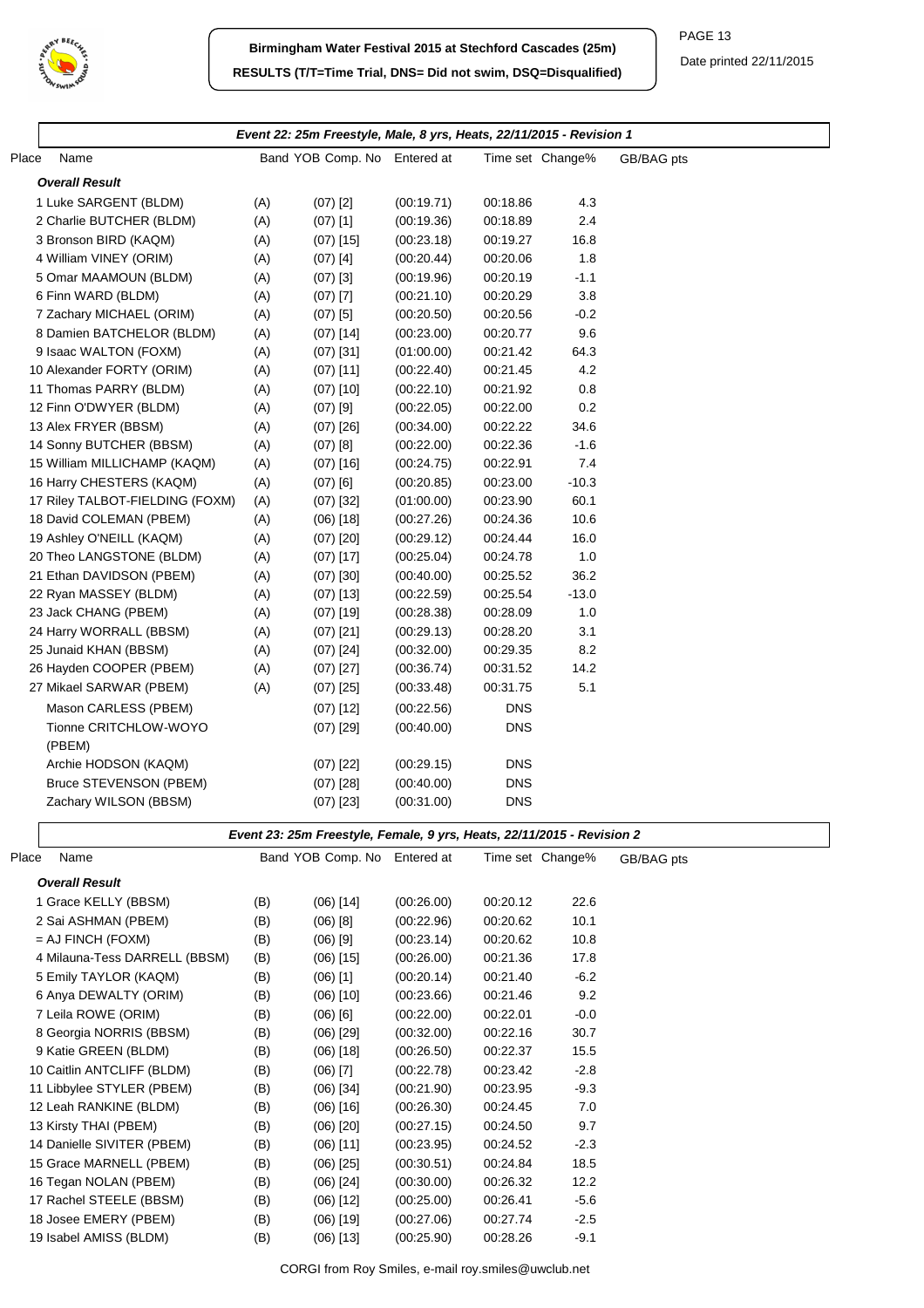**Birmingham Water Festival 2015 at Stechford Cascades (25m)**

**RESULTS (T/T=Time Trial, DNS= Did not swim, DSQ=Disqualified)**

Date printed 22/11/2015

### Event 22: 25m Freestyle, Male, 8 yrs, Heats, 22/11/2015 - Revision 1

| Place | Name | Band | YOB Comp. No | Entered at | Time set | Change% | GB/BAG pts |
|---|---|---|---|---|---|---|---|
| | ***Overall Result*** | | | | | | |
| 1 | Luke SARGENT (BLDM) | (A) | (07) [2] | (00:19.71) | 00:18.86 | 4.3 | |
| 2 | Charlie BUTCHER (BLDM) | (A) | (07) [1] | (00:19.36) | 00:18.89 | 2.4 | |
| 3 | Bronson BIRD (KAQM) | (A) | (07) [15] | (00:23.18) | 00:19.27 | 16.8 | |
| 4 | William VINEY (ORIM) | (A) | (07) [4] | (00:20.44) | 00:20.06 | 1.8 | |
| 5 | Omar MAAMOUN (BLDM) | (A) | (07) [3] | (00:19.96) | 00:20.19 | -1.1 | |
| 6 | Finn WARD (BLDM) | (A) | (07) [7] | (00:21.10) | 00:20.29 | 3.8 | |
| 7 | Zachary MICHAEL (ORIM) | (A) | (07) [5] | (00:20.50) | 00:20.56 | -0.2 | |
| 8 | Damien BATCHELOR (BLDM) | (A) | (07) [14] | (00:23.00) | 00:20.77 | 9.6 | |
| 9 | Isaac WALTON (FOXM) | (A) | (07) [31] | (01:00.00) | 00:21.42 | 64.3 | |
| 10 | Alexander FORTY (ORIM) | (A) | (07) [11] | (00:22.40) | 00:21.45 | 4.2 | |
| 11 | Thomas PARRY (BLDM) | (A) | (07) [10] | (00:22.10) | 00:21.92 | 0.8 | |
| 12 | Finn O'DWYER (BLDM) | (A) | (07) [9] | (00:22.05) | 00:22.00 | 0.2 | |
| 13 | Alex FRYER (BBSM) | (A) | (07) [26] | (00:34.00) | 00:22.22 | 34.6 | |
| 14 | Sonny BUTCHER (BBSM) | (A) | (07) [8] | (00:22.00) | 00:22.36 | -1.6 | |
| 15 | William MILLICHAMP (KAQM) | (A) | (07) [16] | (00:24.75) | 00:22.91 | 7.4 | |
| 16 | Harry CHESTERS (KAQM) | (A) | (07) [6] | (00:20.85) | 00:23.00 | -10.3 | |
| 17 | Riley TALBOT-FIELDING (FOXM) | (A) | (07) [32] | (01:00.00) | 00:23.90 | 60.1 | |
| 18 | David COLEMAN (PBEM) | (A) | (06) [18] | (00:27.26) | 00:24.36 | 10.6 | |
| 19 | Ashley O'NEILL (KAQM) | (A) | (07) [20] | (00:29.12) | 00:24.44 | 16.0 | |
| 20 | Theo LANGSTONE (BLDM) | (A) | (07) [17] | (00:25.04) | 00:24.78 | 1.0 | |
| 21 | Ethan DAVIDSON (PBEM) | (A) | (07) [30] | (00:40.00) | 00:25.52 | 36.2 | |
| 22 | Ryan MASSEY (BLDM) | (A) | (07) [13] | (00:22.59) | 00:25.54 | -13.0 | |
| 23 | Jack CHANG (PBEM) | (A) | (07) [19] | (00:28.38) | 00:28.09 | 1.0 | |
| 24 | Harry WORRALL (BBSM) | (A) | (07) [21] | (00:29.13) | 00:28.20 | 3.1 | |
| 25 | Junaid KHAN (BBSM) | (A) | (07) [24] | (00:32.00) | 00:29.35 | 8.2 | |
| 26 | Hayden COOPER (PBEM) | (A) | (07) [27] | (00:36.74) | 00:31.52 | 14.2 | |
| 27 | Mikael SARWAR (PBEM) | (A) | (07) [25] | (00:33.48) | 00:31.75 | 5.1 | |
| | Mason CARLESS (PBEM) | | (07) [12] | (00:22.56) | DNS | | |
| | Tionne CRITCHLOW-WOYO (PBEM) | | (07) [29] | (00:40.00) | DNS | | |
| | Archie HODSON (KAQM) | | (07) [22] | (00:29.15) | DNS | | |
| | Bruce STEVENSON (PBEM) | | (07) [28] | (00:40.00) | DNS | | |
| | Zachary WILSON (BBSM) | | (07) [23] | (00:31.00) | DNS | | |

### Event 23: 25m Freestyle, Female, 9 yrs, Heats, 22/11/2015 - Revision 2

| Place | Name | Band | YOB Comp. No | Entered at | Time set | Change% | GB/BAG pts |
|---|---|---|---|---|---|---|---|
| | ***Overall Result*** | | | | | | |
| 1 | Grace KELLY (BBSM) | (B) | (06) [14] | (00:26.00) | 00:20.12 | 22.6 | |
| 2 | Sai ASHMAN (PBEM) | (B) | (06) [8] | (00:22.96) | 00:20.62 | 10.1 | |
| = | AJ FINCH (FOXM) | (B) | (06) [9] | (00:23.14) | 00:20.62 | 10.8 | |
| 4 | Milauna-Tess DARRELL (BBSM) | (B) | (06) [15] | (00:26.00) | 00:21.36 | 17.8 | |
| 5 | Emily TAYLOR (KAQM) | (B) | (06) [1] | (00:20.14) | 00:21.40 | -6.2 | |
| 6 | Anya DEWALTY (ORIM) | (B) | (06) [10] | (00:23.66) | 00:21.46 | 9.2 | |
| 7 | Leila ROWE (ORIM) | (B) | (06) [6] | (00:22.00) | 00:22.01 | -0.0 | |
| 8 | Georgia NORRIS (BBSM) | (B) | (06) [29] | (00:32.00) | 00:22.16 | 30.7 | |
| 9 | Katie GREEN (BLDM) | (B) | (06) [18] | (00:26.50) | 00:22.37 | 15.5 | |
| 10 | Caitlin ANTCLIFF (BLDM) | (B) | (06) [7] | (00:22.78) | 00:23.42 | -2.8 | |
| 11 | Libbylee STYLER (PBEM) | (B) | (06) [34] | (00:21.90) | 00:23.95 | -9.3 | |
| 12 | Leah RANKINE (BLDM) | (B) | (06) [16] | (00:26.30) | 00:24.45 | 7.0 | |
| 13 | Kirsty THAI (PBEM) | (B) | (06) [20] | (00:27.15) | 00:24.50 | 9.7 | |
| 14 | Danielle SIVITER (PBEM) | (B) | (06) [11] | (00:23.95) | 00:24.52 | -2.3 | |
| 15 | Grace MARNELL (PBEM) | (B) | (06) [25] | (00:30.51) | 00:24.84 | 18.5 | |
| 16 | Tegan NOLAN (PBEM) | (B) | (06) [24] | (00:30.00) | 00:26.32 | 12.2 | |
| 17 | Rachel STEELE (BBSM) | (B) | (06) [12] | (00:25.00) | 00:26.41 | -5.6 | |
| 18 | Josee EMERY (PBEM) | (B) | (06) [19] | (00:27.06) | 00:27.74 | -2.5 | |
| 19 | Isabel AMISS (BLDM) | (B) | (06) [13] | (00:25.90) | 00:28.26 | -9.1 | |

CORGI from Roy Smiles, e-mail roy.smiles@uwclub.net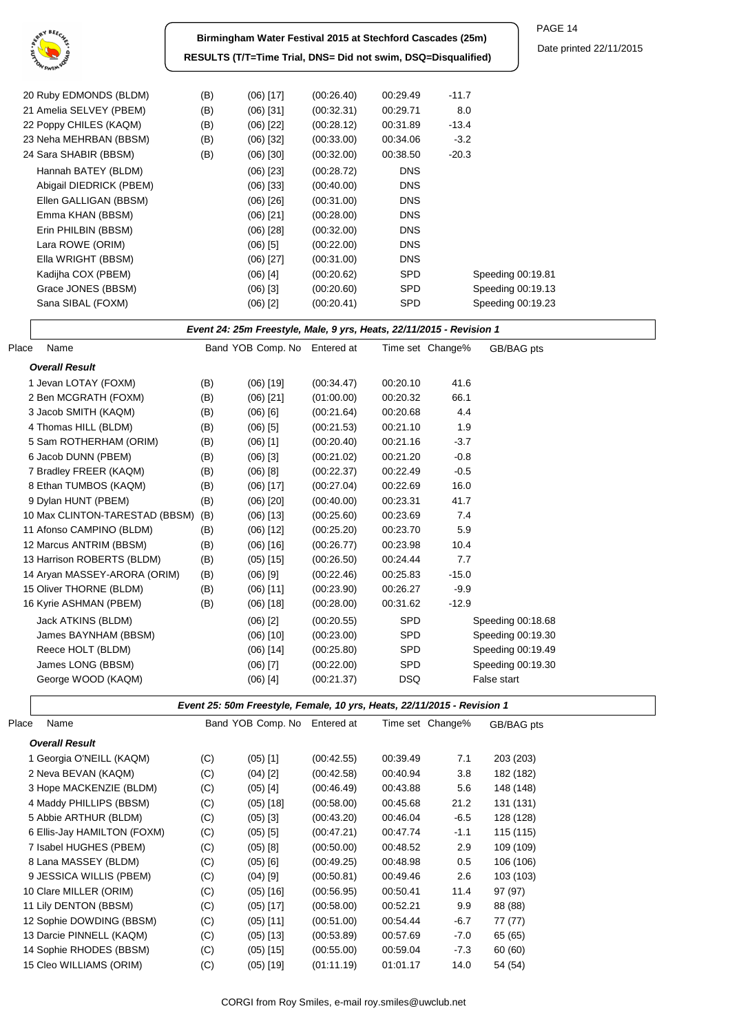| Place Name | Band | YOB Comp. No | Entered at | Time set | Change% | GB/BAG pts |
|---|---|---|---|---|---|---|
| 20 Ruby EDMONDS (BLDM) | (B) | (06) [17] | (00:26.40) | 00:29.49 | -11.7 | |
| 21 Amelia SELVEY (PBEM) | (B) | (06) [31] | (00:32.31) | 00:29.71 | 8.0 | |
| 22 Poppy CHILES (KAQM) | (B) | (06) [22] | (00:28.12) | 00:31.89 | -13.4 | |
| 23 Neha MEHRBAN (BBSM) | (B) | (06) [32] | (00:33.00) | 00:34.06 | -3.2 | |
| 24 Sara SHABIR (BBSM) | (B) | (06) [30] | (00:32.00) | 00:38.50 | -20.3 | |
| Hannah BATEY (BLDM) | | (06) [23] | (00:28.72) | DNS | | |
| Abigail DIEDRICK (PBEM) | | (06) [33] | (00:40.00) | DNS | | |
| Ellen GALLIGAN (BBSM) | | (06) [26] | (00:31.00) | DNS | | |
| Emma KHAN (BBSM) | | (06) [21] | (00:28.00) | DNS | | |
| Erin PHILBIN (BBSM) | | (06) [28] | (00:32.00) | DNS | | |
| Lara ROWE (ORIM) | | (06) [5] | (00:22.00) | DNS | | |
| Ella WRIGHT (BBSM) | | (06) [27] | (00:31.00) | DNS | | |
| Kadijha COX (PBEM) | | (06) [4] | (00:20.62) | SPD | | Speeding 00:19.81 |
| Grace JONES (BBSM) | | (06) [3] | (00:20.60) | SPD | | Speeding 00:19.13 |
| Sana SIBAL (FOXM) | | (06) [2] | (00:20.41) | SPD | | Speeding 00:19.23 |

***Event 24: 25m Freestyle, Male, 9 yrs, Heats, 22/11/2015 - Revision 1***

| Place Name | Band | YOB Comp. No | Entered at | Time set | Change% | GB/BAG pts |
|---|---|---|---|---|---|---|
| ***Overall Result*** | | | | | | |
| 1 Jevan LOTAY (FOXM) | (B) | (06) [19] | (00:34.47) | 00:20.10 | 41.6 | |
| 2 Ben MCGRATH (FOXM) | (B) | (06) [21] | (01:00.00) | 00:20.32 | 66.1 | |
| 3 Jacob SMITH (KAQM) | (B) | (06) [6] | (00:21.64) | 00:20.68 | 4.4 | |
| 4 Thomas HILL (BLDM) | (B) | (06) [5] | (00:21.53) | 00:21.10 | 1.9 | |
| 5 Sam ROTHERHAM (ORIM) | (B) | (06) [1] | (00:20.40) | 00:21.16 | -3.7 | |
| 6 Jacob DUNN (PBEM) | (B) | (06) [3] | (00:21.02) | 00:21.20 | -0.8 | |
| 7 Bradley FREER (KAQM) | (B) | (06) [8] | (00:22.37) | 00:22.49 | -0.5 | |
| 8 Ethan TUMBOS (KAQM) | (B) | (06) [17] | (00:27.04) | 00:22.69 | 16.0 | |
| 9 Dylan HUNT (PBEM) | (B) | (06) [20] | (00:40.00) | 00:23.31 | 41.7 | |
| 10 Max CLINTON-TARESTAD (BBSM) | (B) | (06) [13] | (00:25.60) | 00:23.69 | 7.4 | |
| 11 Afonso CAMPINO (BLDM) | (B) | (06) [12] | (00:25.20) | 00:23.70 | 5.9 | |
| 12 Marcus ANTRIM (BBSM) | (B) | (06) [16] | (00:26.77) | 00:23.98 | 10.4 | |
| 13 Harrison ROBERTS (BLDM) | (B) | (05) [15] | (00:26.50) | 00:24.44 | 7.7 | |
| 14 Aryan MASSEY-ARORA (ORIM) | (B) | (06) [9] | (00:22.46) | 00:25.83 | -15.0 | |
| 15 Oliver THORNE (BLDM) | (B) | (06) [11] | (00:23.90) | 00:26.27 | -9.9 | |
| 16 Kyrie ASHMAN (PBEM) | (B) | (06) [18] | (00:28.00) | 00:31.62 | -12.9 | |
| Jack ATKINS (BLDM) | | (06) [2] | (00:20.55) | SPD | | Speeding 00:18.68 |
| James BAYNHAM (BBSM) | | (06) [10] | (00:23.00) | SPD | | Speeding 00:19.30 |
| Reece HOLT (BLDM) | | (06) [14] | (00:25.80) | SPD | | Speeding 00:19.49 |
| James LONG (BBSM) | | (06) [7] | (00:22.00) | SPD | | Speeding 00:19.30 |
| George WOOD (KAQM) | | (06) [4] | (00:21.37) | DSQ | | False start |

***Event 25: 50m Freestyle, Female, 10 yrs, Heats, 22/11/2015 - Revision 1***

| Place Name | Band | YOB Comp. No | Entered at | Time set | Change% | GB/BAG pts |
|---|---|---|---|---|---|---|
| ***Overall Result*** | | | | | | |
| 1 Georgia O'NEILL (KAQM) | (C) | (05) [1] | (00:42.55) | 00:39.49 | 7.1 | 203 (203) |
| 2 Neva BEVAN (KAQM) | (C) | (04) [2] | (00:42.58) | 00:40.94 | 3.8 | 182 (182) |
| 3 Hope MACKENZIE (BLDM) | (C) | (05) [4] | (00:46.49) | 00:43.88 | 5.6 | 148 (148) |
| 4 Maddy PHILLIPS (BBSM) | (C) | (05) [18] | (00:58.00) | 00:45.68 | 21.2 | 131 (131) |
| 5 Abbie ARTHUR (BLDM) | (C) | (05) [3] | (00:43.20) | 00:46.04 | -6.5 | 128 (128) |
| 6 Ellis-Jay HAMILTON (FOXM) | (C) | (05) [5] | (00:47.21) | 00:47.74 | -1.1 | 115 (115) |
| 7 Isabel HUGHES (PBEM) | (C) | (05) [8] | (00:50.00) | 00:48.52 | 2.9 | 109 (109) |
| 8 Lana MASSEY (BLDM) | (C) | (05) [6] | (00:49.25) | 00:48.98 | 0.5 | 106 (106) |
| 9 JESSICA WILLIS (PBEM) | (C) | (04) [9] | (00:50.81) | 00:49.46 | 2.6 | 103 (103) |
| 10 Clare MILLER (ORIM) | (C) | (05) [16] | (00:56.95) | 00:50.41 | 11.4 | 97 (97) |
| 11 Lily DENTON (BBSM) | (C) | (05) [17] | (00:58.00) | 00:52.21 | 9.9 | 88 (88) |
| 12 Sophie DOWDING (BBSM) | (C) | (05) [11] | (00:51.00) | 00:54.44 | -6.7 | 77 (77) |
| 13 Darcie PINNELL (KAQM) | (C) | (05) [13] | (00:53.89) | 00:57.69 | -7.0 | 65 (65) |
| 14 Sophie RHODES (BBSM) | (C) | (05) [15] | (00:55.00) | 00:59.04 | -7.3 | 60 (60) |
| 15 Cleo WILLIAMS (ORIM) | (C) | (05) [19] | (01:11.19) | 01:01.17 | 14.0 | 54 (54) |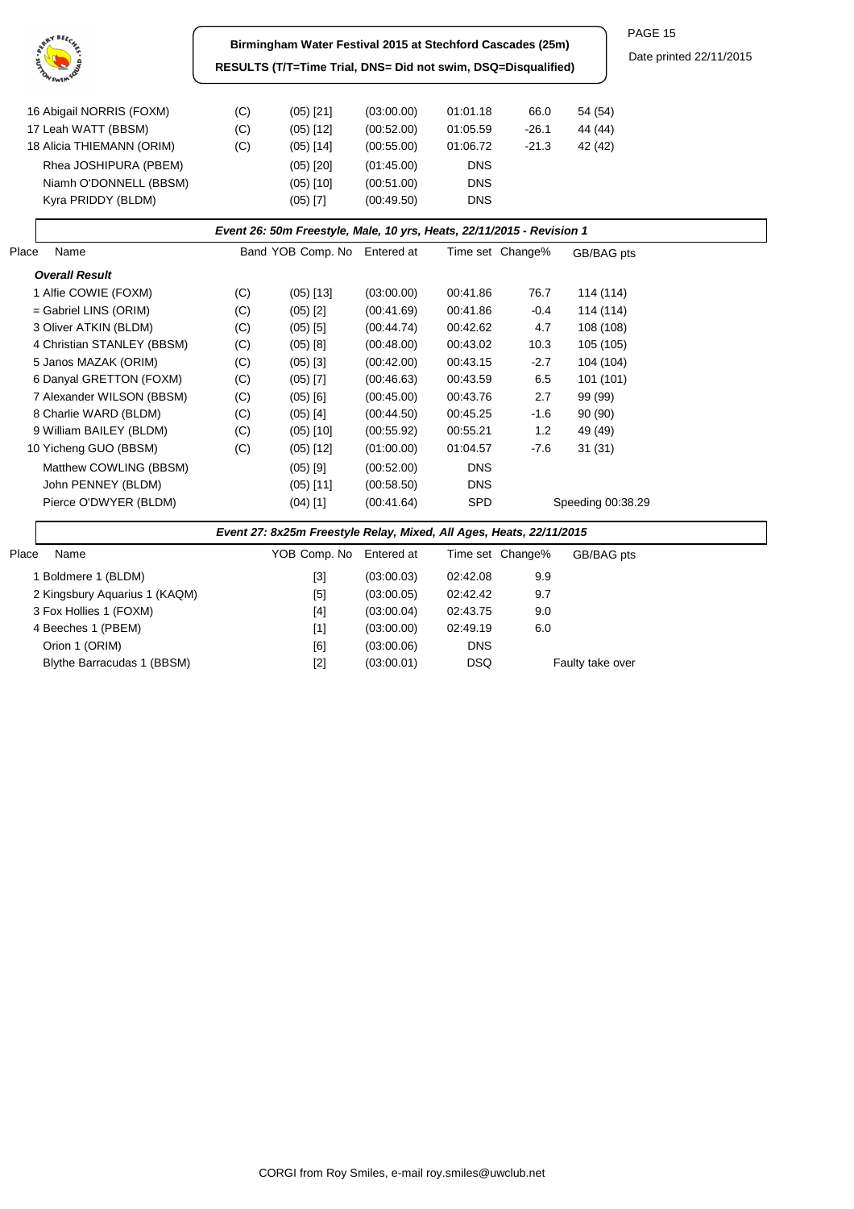| | | | | | | |
|---|---|---|---|---|---|---|
| 16 Abigail NORRIS (FOXM) | (C) | (05) [21] | (03:00.00) | 01:01.18 | 66.0 | 54 (54) |
| 17 Leah WATT (BBSM) | (C) | (05) [12] | (00:52.00) | 01:05.59 | -26.1 | 44 (44) |
| 18 Alicia THIEMANN (ORIM) | (C) | (05) [14] | (00:55.00) | 01:06.72 | -21.3 | 42 (42) |
| Rhea JOSHIPURA (PBEM) | | (05) [20] | (01:45.00) | DNS | | |
| Niamh O'DONNELL (BBSM) | | (05) [10] | (00:51.00) | DNS | | |
| Kyra PRIDDY (BLDM) | | (05) [7] | (00:49.50) | DNS | | |

### *Event 26: 50m Freestyle, Male, 10 yrs, Heats, 22/11/2015 - Revision 1*

| Place Name | Band | YOB Comp. No | Entered at | Time set | Change% | GB/BAG pts |
|---|---|---|---|---|---|---|
| ***Overall Result*** | | | | | | |
| 1 Alfie COWIE (FOXM) | (C) | (05) [13] | (03:00.00) | 00:41.86 | 76.7 | 114 (114) |
| = Gabriel LINS (ORIM) | (C) | (05) [2] | (00:41.69) | 00:41.86 | -0.4 | 114 (114) |
| 3 Oliver ATKIN (BLDM) | (C) | (05) [5] | (00:44.74) | 00:42.62 | 4.7 | 108 (108) |
| 4 Christian STANLEY (BBSM) | (C) | (05) [8] | (00:48.00) | 00:43.02 | 10.3 | 105 (105) |
| 5 Janos MAZAK (ORIM) | (C) | (05) [3] | (00:42.00) | 00:43.15 | -2.7 | 104 (104) |
| 6 Danyal GRETTON (FOXM) | (C) | (05) [7] | (00:46.63) | 00:43.59 | 6.5 | 101 (101) |
| 7 Alexander WILSON (BBSM) | (C) | (05) [6] | (00:45.00) | 00:43.76 | 2.7 | 99 (99) |
| 8 Charlie WARD (BLDM) | (C) | (05) [4] | (00:44.50) | 00:45.25 | -1.6 | 90 (90) |
| 9 William BAILEY (BLDM) | (C) | (05) [10] | (00:55.92) | 00:55.21 | 1.2 | 49 (49) |
| 10 Yicheng GUO (BBSM) | (C) | (05) [12] | (01:00.00) | 01:04.57 | -7.6 | 31 (31) |
| Matthew COWLING (BBSM) | | (05) [9] | (00:52.00) | DNS | | |
| John PENNEY (BLDM) | | (05) [11] | (00:58.50) | DNS | | |
| Pierce O'DWYER (BLDM) | | (04) [1] | (00:41.64) | SPD | | Speeding 00:38.29 |

### *Event 27: 8x25m Freestyle Relay, Mixed, All Ages, Heats, 22/11/2015*

| Place Name | YOB Comp. No | Entered at | Time set | Change% | GB/BAG pts |
|---|---|---|---|---|---|
| 1 Boldmere 1 (BLDM) | [3] | (03:00.03) | 02:42.08 | 9.9 | |
| 2 Kingsbury Aquarius 1 (KAQM) | [5] | (03:00.05) | 02:42.42 | 9.7 | |
| 3 Fox Hollies 1 (FOXM) | [4] | (03:00.04) | 02:43.75 | 9.0 | |
| 4 Beeches 1 (PBEM) | [1] | (03:00.00) | 02:49.19 | 6.0 | |
| Orion 1 (ORIM) | [6] | (03:00.06) | DNS | | |
| Blythe Barracudas 1 (BBSM) | [2] | (03:00.01) | DSQ | | Faulty take over |